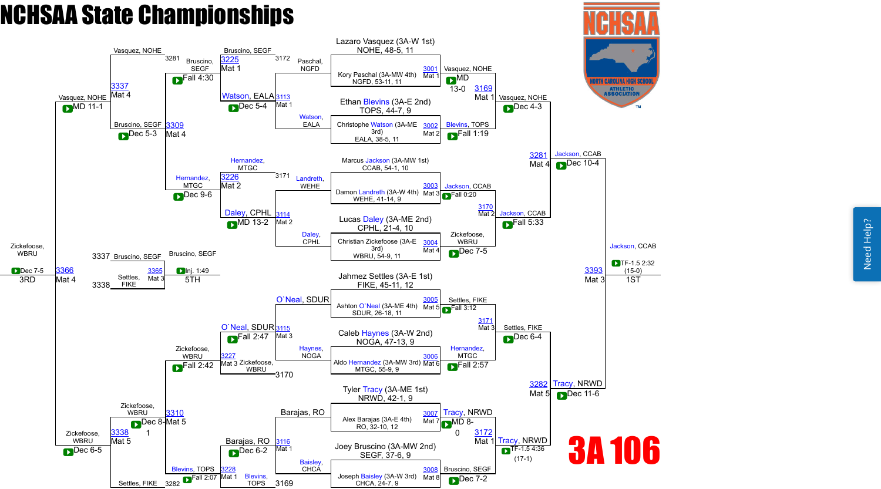# NCHSAA State Championships

**3A 106**

## Championship Bracket (Top Half)

### First Round
- Lazaro Vasquez (3A-W 1st), NOHE, 48-5, 11 vs. Kory Paschal (3A-MW 4th), NGFD, 53-11, 11 — Bout 3001, Mat 1 — Winner: Vasquez, NOHE — MD 13-0
- Ethan Blevins (3A-E 2nd), TOPS, 44-7, 9 vs. Christophe Watson (3A-ME 3rd), EALA, 38-5, 11 — Bout 3002, Mat 2 — Winner: Blevins, TOPS — Fall 1:19
- Marcus Jackson (3A-MW 1st), CCAB, 54-1, 10 vs. Damon Landreth (3A-W 4th), WEHE, 41-14, 9 — Bout 3003, Mat 3 — Winner: Jackson, CCAB — Fall 0:20
- Lucas Daley (3A-ME 2nd), CPHL, 21-4, 10 vs. Christian Zickefoose (3A-E 3rd), WBRU, 54-9, 11 — Bout 3004, Mat 4 — Winner: Zickefoose, WBRU — Dec 7-5

### Quarterfinals
- Bout 3169, Mat 1: Vasquez, NOHE over Blevins, TOPS — Dec 4-3
- Bout 3170, Mat 2: Jackson, CCAB over Zickefoose, WBRU — Fall 5:33

### Semifinal
- Bout 3281, Mat 4: Jackson, CCAB over Vasquez, NOHE — Dec 10-4

## Championship Bracket (Bottom Half)

### First Round
- Jahmez Settles (3A-E 1st), FIKE, 45-11, 12 vs. Ashton O'Neal (3A-ME 4th), SDUR, 26-18, 11 — Bout 3005, Mat 5 — Winner: Settles, FIKE — Fall 3:12
- Caleb Haynes (3A-W 2nd), NOGA, 47-13, 9 vs. Aldo Hernandez (3A-MW 3rd), MTGC, 55-9, 9 — Bout 3006, Mat 6 — Winner: Hernandez, MTGC — Fall 2:57
- Tyler Tracy (3A-ME 1st), NRWD, 42-1, 9 vs. Alex Barajas (3A-E 4th), RO, 32-10, 12 — Bout 3007, Mat 7 — Winner: Tracy, NRWD — MD 8-0
- Joey Bruscino (3A-MW 2nd), SEGF, 37-6, 9 vs. Joseph Baisley (3A-W 3rd), CHCA, 24-7, 9 — Bout 3008, Mat 8 — Winner: Bruscino, SEGF — Dec 7-2

### Quarterfinals
- Bout 3171, Mat 3: Settles, FIKE over Hernandez, MTGC — Dec 6-4
- Bout 3172, Mat 1: Tracy, NRWD over Bruscino, SEGF — TF-1.5 4:36 (17-1)

### Semifinal
- Bout 3282, Mat 5: Tracy, NRWD over Settles, FIKE — Dec 11-6

## Final (1st Place)
- Bout 3393, Mat 3: Jackson, CCAB over Tracy, NRWD — TF-1.5 2:32 (15-0) — **1ST**

## Consolation Bracket

### Consolation Round 1
- Bout 3113, Mat 1: Watson, EALA over Paschal, NGFD — Dec 5-4
- Bout 3114, Mat 2: Daley, CPHL over Landreth, WEHE — MD 13-2
- Bout 3115, Mat 3: O'Neal, SDUR over Haynes, NOGA — Fall 2:47
- Bout 3116, Mat 1: Barajas, RO over Baisley, CHCA — Dec 6-2

### Consolation Round 2
- Bout 3225, Mat 1: Bruscino, SEGF over Watson, EALA (loser of 3172)
- Bout 3226, Mat 2: Hernandez, MTGC over Daley, CPHL (loser of 3171)
- Bout 3227, Mat 3: Zickefoose, WBRU over O'Neal, SDUR (loser of 3170)
- Bout 3228, Mat 1: Blevins, TOPS over Barajas, RO (loser of 3169) — Fall 2:07

### Consolation Quarterfinals
- Bout 3309, Mat 4: Bruscino, SEGF over Hernandez, MTGC — Dec 9-6
- Bout 3310, Mat 5: Zickefoose, WBRU over Blevins, TOPS — Fall 2:42

### Consolation Semifinals
- Bout 3337, Mat 4: Vasquez, NOHE over Bruscino, SEGF (loser of 3281) — Fall 4:30
- Bout 3338, Mat 5: Zickefoose, WBRU over Settles, FIKE (loser of 3282) — Dec 8-1

### 3rd Place
- Bout 3366, Mat 4: Zickefoose, WBRU over Vasquez, NOHE — Dec 7-5 — **3RD**
- (Vasquez, NOHE reached 3366 via MD 11-1; Zickefoose, WBRU via Dec 6-5)

### 5th Place
- Bout 3365, Mat 3: Bruscino, SEGF (loser of 3337) over Settles, FIKE (loser of 3338) — Inj. 1:49 — **5TH**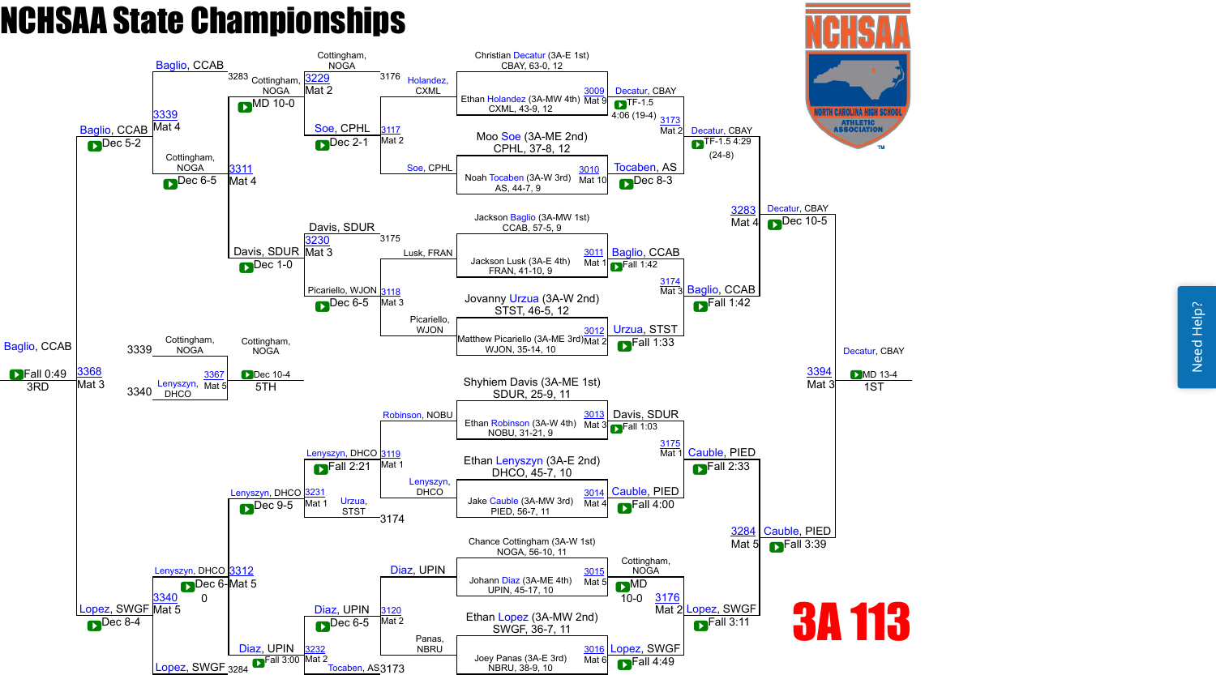# NCHSAA State Championships

## 3A 113

### Championship Bracket – First Round

| Bout | Mat | Wrestler 1 | Wrestler 2 | Winner | Result |
|---|---|---|---|---|---|
| 3009 | Mat 9 | Christian Decatur (3A-E 1st), CBAY, 63-0, 12 | Ethan Holandez (3A-MW 4th), CXML, 43-9, 12 | Decatur, CBAY | TF-1.5 4:06 (19-4) |
| 3010 | Mat 10 | Moo Soe (3A-ME 2nd), CPHL, 37-8, 12 | Noah Tocaben (3A-W 3rd), AS, 44-7, 9 | Tocaben, AS | Dec 8-3 |
| 3011 | Mat 1 | Jackson Baglio (3A-MW 1st), CCAB, 57-5, 9 | Jackson Lusk (3A-E 4th), FRAN, 41-10, 9 | Baglio, CCAB | Fall 1:42 |
| 3012 | Mat 2 | Jovanny Urzua (3A-W 2nd), STST, 46-5, 12 | Matthew Picariello (3A-ME 3rd), WJON, 35-14, 10 | Urzua, STST | Fall 1:33 |
| 3013 | Mat 3 | Shyhiem Davis (3A-ME 1st), SDUR, 25-9, 11 | Ethan Robinson (3A-W 4th), NOBU, 31-21, 9 | Davis, SDUR | Fall 1:03 |
| 3014 | Mat 4 | Ethan Lenyszyn (3A-E 2nd), DHCO, 45-7, 10 | Jake Cauble (3A-MW 3rd), PIED, 56-7, 11 | Cauble, PIED | Fall 4:00 |
| 3015 | Mat 5 | Chance Cottingham (3A-W 1st), NOGA, 56-10, 11 | Johann Diaz (3A-ME 4th), UPIN, 45-17, 10 | Cottingham, NOGA | MD 10-0 |
| 3016 | Mat 6 | Ethan Lopez (3A-MW 2nd), SWGF, 36-7, 11 | Joey Panas (3A-E 3rd), NBRU, 38-9, 10 | Lopez, SWGF | Fall 4:49 |

### Championship Bracket – Quarterfinals

| Bout | Mat | Winner | Result |
|---|---|---|---|
| 3173 | Mat 2 | Decatur, CBAY | TF-1.5 4:29 (24-8) |
| 3174 | Mat 3 | Baglio, CCAB | Fall 1:42 |
| 3175 | Mat 1 | Cauble, PIED | Fall 2:33 |
| 3176 | Mat 2 | Lopez, SWGF | Fall 3:11 |

### Championship Bracket – Semifinals

| Bout | Mat | Winner | Result |
|---|---|---|---|
| 3283 | Mat 4 | Decatur, CBAY | Dec 10-5 |
| 3284 | Mat 5 | Cauble, PIED | Fall 3:39 |

### 1st Place

| Bout | Mat | Winner | Result |
|---|---|---|---|
| 3394 | Mat 3 | Decatur, CBAY | MD 13-4 |

### Consolation Bracket

| Bout | Mat | Wrestler 1 | Wrestler 2 | Winner | Result |
|---|---|---|---|---|---|
| 3117 | Mat 2 | Holandez, CXML | Soe, CPHL | Soe, CPHL | Dec 2-1 |
| 3118 | Mat 3 | Lusk, FRAN | Picariello, WJON | Picariello, WJON | Dec 6-5 |
| 3119 | Mat 1 | Robinson, NOBU | Lenyszyn, DHCO | Lenyszyn, DHCO | Fall 2:21 |
| 3120 | Mat 2 | Diaz, UPIN | Panas, NBRU | Diaz, UPIN | Dec 6-5 |
| 3229 | Mat 2 | Cottingham, NOGA (3176) | Soe, CPHL | Cottingham, NOGA | MD 10-0 |
| 3230 | Mat 3 | Davis, SDUR (3175) | Picariello, WJON | Davis, SDUR | Dec 1-0 |
| 3231 | Mat 1 | Lenyszyn, DHCO | Urzua, STST (3174) | Lenyszyn, DHCO | Dec 9-5 |
| 3232 | Mat 2 | Diaz, UPIN | Tocaben, AS (3173) | Lopez, SWGF | Fall 3:00 |
| 3311 | Mat 4 | Cottingham, NOGA | Davis, SDUR | Cottingham, NOGA | Dec 6-5 |
| 3312 | Mat 5 | Lenyszyn, DHCO | Diaz, UPIN | Lenyszyn, DHCO | Dec 6-0 |
| 3339 | Mat 4 | Baglio, CCAB (3283) | Cottingham, NOGA | Baglio, CCAB | Dec 5-2 |
| 3340 | Mat 5 | Lenyszyn, DHCO | Lopez, SWGF (3284) | Lopez, SWGF | Dec 8-4 |

### 3rd Place

| Bout | Mat | Wrestler 1 | Wrestler 2 | Winner | Result |
|---|---|---|---|---|---|
| 3368 | Mat 3 | Baglio, CCAB | Lopez, SWGF | Baglio, CCAB | Fall 0:49 |

### 5th Place

| Bout | Mat | Wrestler 1 | Wrestler 2 | Winner | Result |
|---|---|---|---|---|---|
| 3367 | Mat 5 | Cottingham, NOGA (3339) | Lenyszyn, DHCO (3340) | Cottingham, NOGA | Dec 10-4 |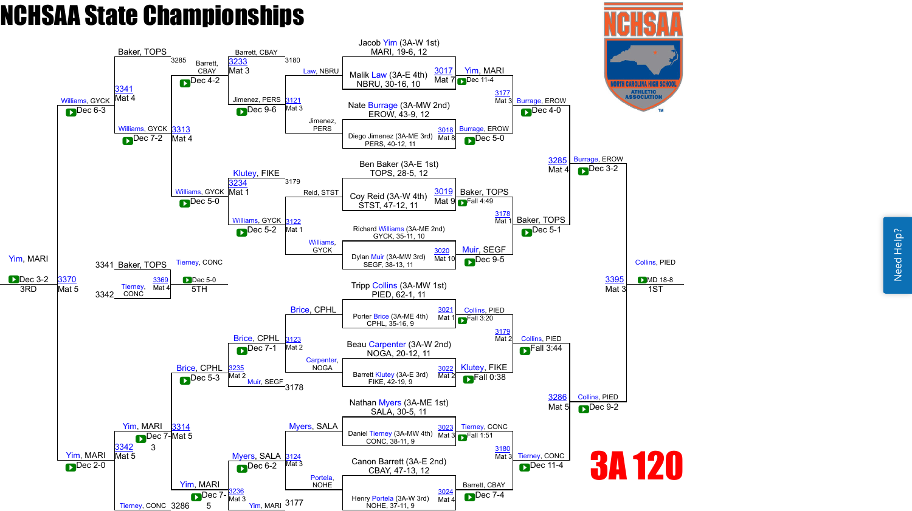# NCHSAA State Championships

## 3A 120

### Championship Bracket — First Round

| Bout | Mat | Wrestler 1 | Wrestler 2 | Winner | Result |
|---|---|---|---|---|---|
| 3017 | Mat 7 | Jacob Yim (3A-W 1st) MARI, 19-6, 12 | Malik Law (3A-E 4th) NBRU, 30-16, 10 | Yim, MARI | Dec 11-4 |
| 3018 | Mat 8 | Nate Burrage (3A-MW 2nd) EROW, 43-9, 12 | Diego Jimenez (3A-ME 3rd) PERS, 40-12, 11 | Burrage, EROW | Dec 5-0 |
| 3019 | Mat 9 | Ben Baker (3A-E 1st) TOPS, 28-5, 12 | Coy Reid (3A-W 4th) STST, 47-12, 11 | Baker, TOPS | Fall 4:49 |
| 3020 | Mat 10 | Richard Williams (3A-ME 2nd) GYCK, 35-11, 10 | Dylan Muir (3A-MW 3rd) SEGF, 38-13, 11 | Muir, SEGF | Dec 9-5 |
| 3021 | Mat 1 | Tripp Collins (3A-MW 1st) PIED, 62-1, 11 | Porter Brice (3A-ME 4th) CPHL, 35-16, 9 | Collins, PIED | Fall 3:20 |
| 3022 | Mat 2 | Beau Carpenter (3A-W 2nd) NOGA, 20-12, 11 | Barrett Klutey (3A-E 3rd) FIKE, 42-19, 9 | Klutey, FIKE | Fall 0:38 |
| 3023 | Mat 3 | Nathan Myers (3A-ME 1st) SALA, 30-5, 11 | Daniel Tierney (3A-MW 4th) CONC, 38-11, 9 | Tierney, CONC | Fall 1:51 |
| 3024 | Mat 4 | Canon Barrett (3A-E 2nd) CBAY, 47-13, 12 | Henry Portela (3A-W 3rd) NOHE, 37-11, 9 | Barrett, CBAY | Dec 7-4 |

### Championship Bracket — Semifinals

| Bout | Mat | Wrestler 1 | Wrestler 2 | Winner | Result |
|---|---|---|---|---|---|
| 3177 | Mat 3 | Yim, MARI | Burrage, EROW | Burrage, EROW | Dec 4-0 |
| 3178 | Mat 1 | Baker, TOPS | Muir, SEGF | Baker, TOPS | Dec 5-1 |
| 3179 | Mat 2 | Collins, PIED | Klutey, FIKE | Collins, PIED | Fall 3:44 |
| 3180 | Mat 3 | Tierney, CONC | Barrett, CBAY | Tierney, CONC | Dec 11-4 |

### Championship Bracket — Finals Path

| Bout | Mat | Wrestler 1 | Wrestler 2 | Winner | Result |
|---|---|---|---|---|---|
| 3285 | Mat 4 | Burrage, EROW | Baker, TOPS | Burrage, EROW | Dec 3-2 |
| 3286 | Mat 5 | Collins, PIED | Tierney, CONC | Collins, PIED | Dec 9-2 |
| 3395 | Mat 3 | Burrage, EROW | Collins, PIED | Collins, PIED (1ST) | MD 18-8 |

### Consolation Bracket

| Bout | Mat | Wrestler 1 | Wrestler 2 | Winner | Result |
|---|---|---|---|---|---|
| 3121 | Mat 3 | Law, NBRU | Jimenez, PERS | Jimenez, PERS | Dec 9-6 |
| 3122 | Mat 1 | Reid, STST | Williams, GYCK | Williams, GYCK | Dec 5-2 |
| 3123 | Mat 2 | Brice, CPHL | Carpenter, NOGA | Brice, CPHL | Dec 7-1 |
| 3124 | Mat 3 | Myers, SALA | Portela, NOHE | Myers, SALA | Dec 6-2 |
| 3233 | Mat 3 | Barrett, CBAY (3180) | Jimenez, PERS | Barrett, CBAY | Dec 4-2 |
| 3234 | Mat 1 | Klutey, FIKE (3179) | Williams, GYCK | Williams, GYCK | Dec 5-0 |
| 3235 | Mat 2 | Brice, CPHL | Muir, SEGF (3178) | Brice, CPHL | Dec 5-3 |
| 3236 | Mat 3 | Myers, SALA | Yim, MARI (3177) | Yim, MARI | Dec 7-5 |
| 3313 | Mat 4 | Barrett, CBAY | Williams, GYCK | Williams, GYCK | Dec 7-2 |
| 3314 | Mat 5 | Brice, CPHL | Yim, MARI | Yim, MARI | Dec 7-3 |
| 3341 | Mat 4 | Baker, TOPS (3285) | Williams, GYCK | Williams, GYCK | Dec 6-3 |
| 3342 | Mat 5 | Yim, MARI | Tierney, CONC (3286) | Yim, MARI | Dec 2-0 |
| 3370 | Mat 5 | Williams, GYCK | Yim, MARI | Yim, MARI (3RD) | Dec 3-2 |
| 3369 | Mat 4 | Baker, TOPS (3341) | Tierney, CONC (3342) | Tierney, CONC (5TH) | Dec 5-0 |

**1ST:** Collins, PIED

**3RD:** Yim, MARI

**5TH:** Tierney, CONC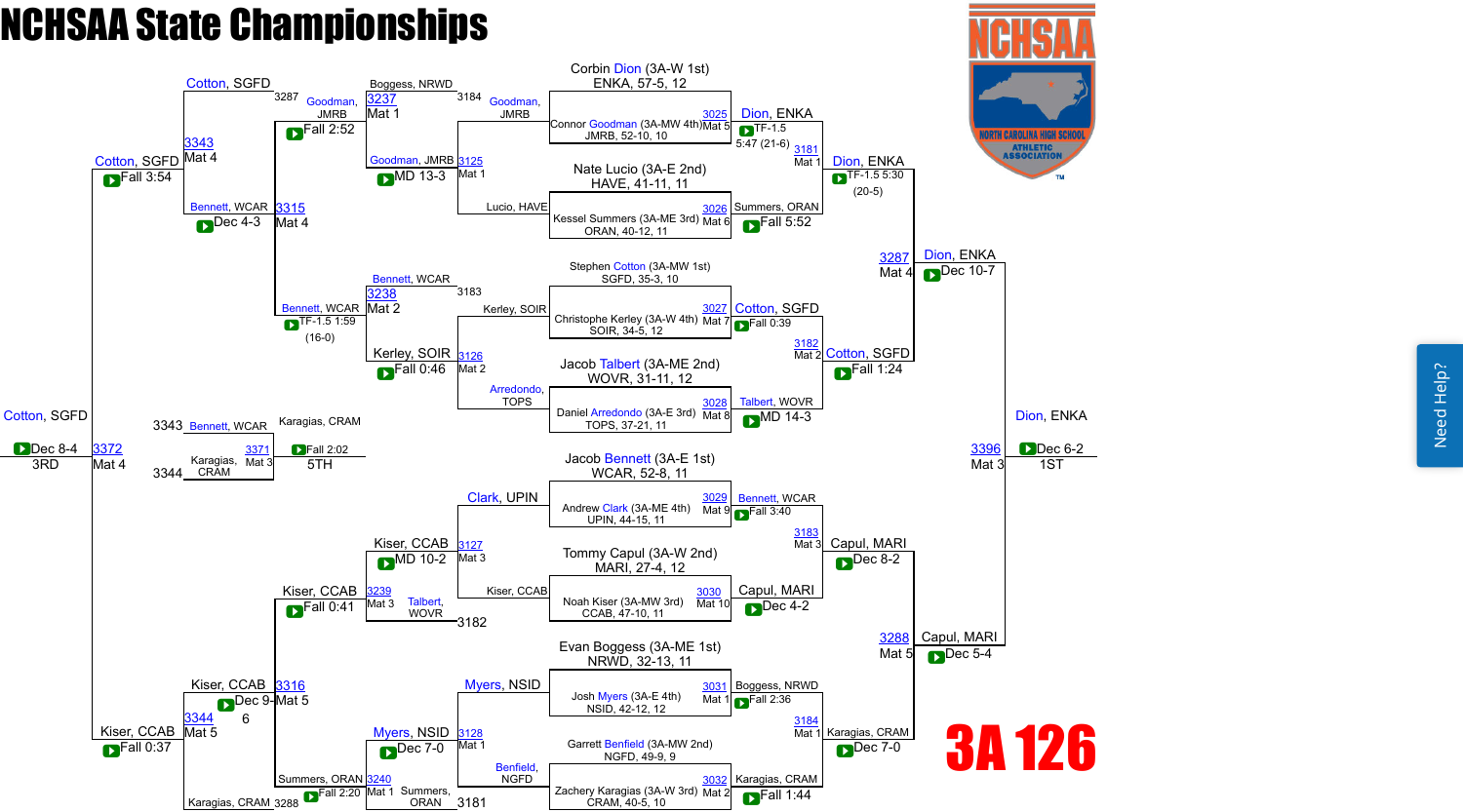# NCHSAA State Championships

## 3A 126

### Championship Bracket

**Bout 3025 (Mat 5)**
- Corbin Dion (3A-W 1st), ENKA, 57-5, 12
- Connor Goodman (3A-MW 4th), JMRB, 52-10, 10
- Winner: Dion, ENKA — TF-1.5 5:47 (21-6)

**Bout 3026 (Mat 6)**
- Nate Lucio (3A-E 2nd), HAVE, 41-11, 11
- Kessel Summers (3A-ME 3rd), ORAN, 40-12, 11
- Winner: Summers, ORAN — Fall 5:52

**Bout 3027 (Mat 7)**
- Stephen Cotton (3A-MW 1st), SGFD, 35-3, 10
- Christophe Kerley (3A-W 4th), SOIR, 34-5, 12
- Winner: Cotton, SGFD — Fall 0:39

**Bout 3028 (Mat 8)**
- Jacob Talbert (3A-ME 2nd), WOVR, 31-11, 12
- Daniel Arredondo (3A-E 3rd), TOPS, 37-21, 11
- Winner: Talbert, WOVR — MD 14-3

**Bout 3029 (Mat 9)**
- Jacob Bennett (3A-E 1st), WCAR, 52-8, 11
- Andrew Clark (3A-ME 4th), UPIN, 44-15, 11
- Winner: Bennett, WCAR — Fall 3:40

**Bout 3030 (Mat 10)**
- Tommy Capul (3A-W 2nd), MARI, 27-4, 12
- Noah Kiser (3A-MW 3rd), CCAB, 47-10, 11
- Winner: Capul, MARI — Dec 4-2

**Bout 3031 (Mat 1)**
- Evan Boggess (3A-ME 1st), NRWD, 32-13, 11
- Josh Myers (3A-E 4th), NSID, 42-12, 12
- Winner: Boggess, NRWD — Fall 2:36

**Bout 3032 (Mat 2)**
- Garrett Benfield (3A-MW 2nd), NGFD, 49-9, 9
- Zachery Karagias (3A-W 3rd), CRAM, 40-5, 10
- Winner: Karagias, CRAM — Fall 1:44

**Quarterfinals**
- 3181 (Mat 1): Dion, ENKA def. Summers, ORAN — TF-1.5 5:30 (20-5)
- 3182 (Mat 2): Cotton, SGFD def. Talbert, WOVR — Fall 1:24
- 3183 (Mat 3): Capul, MARI def. Bennett, WCAR — Dec 8-2
- 3184 (Mat 1): Karagias, CRAM def. Boggess, NRWD — Dec 7-0

**Semifinals**
- 3287 (Mat 4): Dion, ENKA def. Cotton, SGFD — Dec 10-7
- 3288 (Mat 5): Capul, MARI def. Karagias, CRAM — Dec 5-4

**Final**
- 3396 (Mat 3): Dion, ENKA def. Capul, MARI — Dec 6-2 — **1ST**

### Consolation Bracket

**Bout 3125 (Mat 1)**: Goodman, JMRB def. Lucio, HAVE — MD 13-3
**Bout 3126 (Mat 2)**: Kerley, SOIR def. Arredondo, TOPS — Fall 0:46
**Bout 3127 (Mat 3)**: Kiser, CCAB def. Clark, UPIN — MD 10-2
**Bout 3128 (Mat 1)**: Myers, NSID def. Benfield, NGFD — Dec 7-0

**Bout 3237 (Mat 1)**: Goodman, JMRB def. Boggess, NRWD (3184) — Fall 2:52
**Bout 3238 (Mat 2)**: Bennett, WCAR (3183) def. Kerley, SOIR — TF-1.5 1:59 (16-0)
**Bout 3239 (Mat 3)**: Kiser, CCAB def. Talbert, WOVR (3182) — Fall 0:41
**Bout 3240 (Mat 1)**: Summers, ORAN (3181) def. Myers, NSID — Fall 2:20

**Bout 3315 (Mat 4)**: Bennett, WCAR def. Goodman, JMRB — Dec 4-3
**Bout 3316 (Mat 5)**: Kiser, CCAB def. Summers, ORAN — Dec 9-6

**Bout 3343 (Mat 4)**: Cotton, SGFD (3287) def. Bennett, WCAR — Fall 3:54
**Bout 3344 (Mat 5)**: Kiser, CCAB def. Karagias, CRAM (3288) — Fall 0:37

**3rd Place — Bout 3372 (Mat 4)**: Cotton, SGFD def. Kiser, CCAB — Dec 8-4 — **3RD**

**5th Place — Bout 3371 (Mat 3)**: Karagias, CRAM (3344) def. Bennett, WCAR (3343) — Fall 2:02 — **5TH**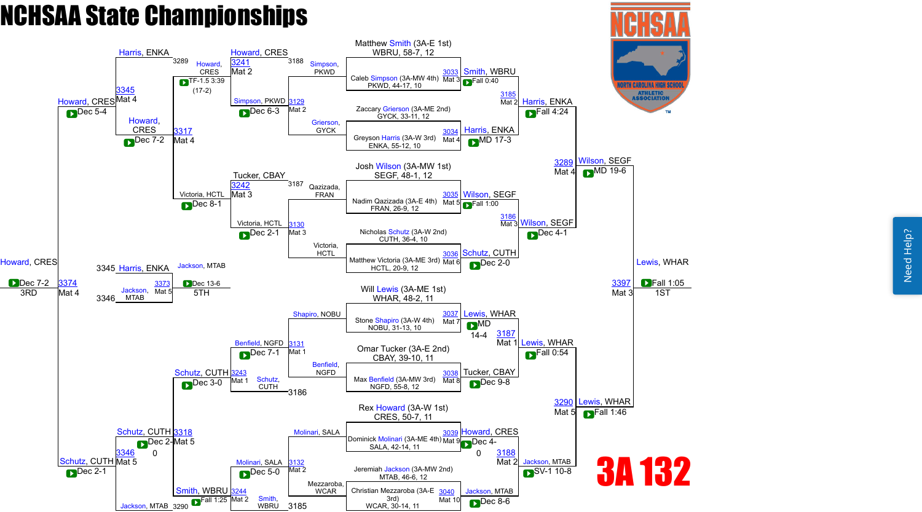# NCHSAA State Championships

## 3A 132

### Championship Bracket

**First Round**

| Bout | Mat | Wrestler 1 | Wrestler 2 | Winner | Result |
|---|---|---|---|---|---|
| 3033 | Mat 3 | Matthew Smith (3A-E 1st) WBRU, 58-7, 12 | Caleb Simpson (3A-MW 4th) PKWD, 44-17, 10 | Smith, WBRU | Fall 0:40 |
| 3034 | Mat 4 | Zaccary Grierson (3A-ME 2nd) GYCK, 33-11, 12 | Greyson Harris (3A-W 3rd) ENKA, 55-12, 10 | Harris, ENKA | MD 17-3 |
| 3035 | Mat 5 | Josh Wilson (3A-MW 1st) SEGF, 48-1, 12 | Nadim Qazizada (3A-E 4th) FRAN, 26-9, 12 | Wilson, SEGF | Fall 1:00 |
| 3036 | Mat 6 | Nicholas Schutz (3A-W 2nd) CUTH, 36-4, 10 | Matthew Victoria (3A-ME 3rd) HCTL, 20-9, 12 | Schutz, CUTH | Dec 2-0 |
| 3037 | Mat 7 | Will Lewis (3A-ME 1st) WHAR, 48-2, 11 | Stone Shapiro (3A-W 4th) NOBU, 31-13, 10 | Lewis, WHAR | MD 14-4 |
| 3038 | Mat 8 | Omar Tucker (3A-E 2nd) CBAY, 39-10, 11 | Max Benfield (3A-MW 3rd) NGFD, 55-8, 12 | Tucker, CBAY | Dec 9-8 |
| 3039 | Mat 9 | Rex Howard (3A-W 1st) CRES, 50-7, 11 | Dominick Molinari (3A-ME 4th) SALA, 42-14, 11 | Howard, CRES | Dec 4-0 |
| 3040 | Mat 10 | Jeremiah Jackson (3A-MW 2nd) MTAB, 46-6, 12 | Christian Mezzaroba (3A-E 3rd) WCAR, 30-14, 11 | Jackson, MTAB | Dec 8-6 |

**Quarterfinals**

| Bout | Mat | Winner | Result |
|---|---|---|---|
| 3185 | Mat 2 | Harris, ENKA | Fall 4:24 |
| 3186 | Mat 3 | Wilson, SEGF | Dec 4-1 |
| 3187 | Mat 1 | Lewis, WHAR | Fall 0:54 |
| 3188 | Mat 2 | Jackson, MTAB | SV-1 10-8 |

**Semifinals**

| Bout | Mat | Winner | Result |
|---|---|---|---|
| 3289 | Mat 4 | Wilson, SEGF | MD 19-6 |
| 3290 | Mat 5 | Lewis, WHAR | Fall 1:46 |

**Final**

| Bout | Mat | Winner | Result | Place |
|---|---|---|---|---|
| 3397 | Mat 3 | Lewis, WHAR | Fall 1:05 | 1ST |

### Consolation Bracket

| Bout | Mat | Wrestler 1 | Wrestler 2 | Winner | Result |
|---|---|---|---|---|---|
| 3129 | Mat 2 | Simpson, PKWD | Grierson, GYCK | Simpson, PKWD | Dec 6-3 |
| 3130 | Mat 3 | Qazizada, FRAN | Victoria, HCTL | Victoria, HCTL | Dec 2-1 |
| 3131 | Mat 1 | Shapiro, NOBU | Benfield, NGFD | Benfield, NGFD | Dec 7-1 |
| 3132 | Mat 2 | Molinari, SALA | Mezzaroba, WCAR | Molinari, SALA | Dec 5-0 |
| 3241 | Mat 2 | 3188 | Simpson, PKWD | Howard, CRES | TF-1.5 3:39 (17-2) |
| 3242 | Mat 3 | 3187 | Victoria, HCTL | Tucker, CBAY | |
| 3243 | Mat 1 | 3186 | Benfield, NGFD | Schutz, CUTH | Dec 3-0 |
| 3244 | Mat 2 | 3185 | Molinari, SALA | Smith, WBRU | Fall 1:25 |
| 3317 | Mat 4 | Howard, CRES | Victoria, HCTL | Howard, CRES | Dec 8-1 |
| 3318 | Mat 5 | Schutz, CUTH | Smith, WBRU | Schutz, CUTH | Dec 2-0 |
| 3345 | Mat 4 | 3289 Harris, ENKA | Howard, CRES | Howard, CRES | Dec 7-2 |
| 3346 | Mat 5 | Schutz, CUTH | 3290 Jackson, MTAB | Schutz, CUTH | Dec 2-1 |

**3rd Place**

| Bout | Mat | Winner | Result | Place |
|---|---|---|---|---|
| 3374 | Mat 4 | Howard, CRES | Dec 7-2 | 3RD |

**5th Place**

| Bout | Mat | Wrestler 1 | Wrestler 2 | Winner | Result | Place |
|---|---|---|---|---|---|---|
| 3373 | Mat 5 | 3345 Harris, ENKA | 3346 Jackson, MTAB | Jackson, MTAB | Dec 13-6 | 5TH |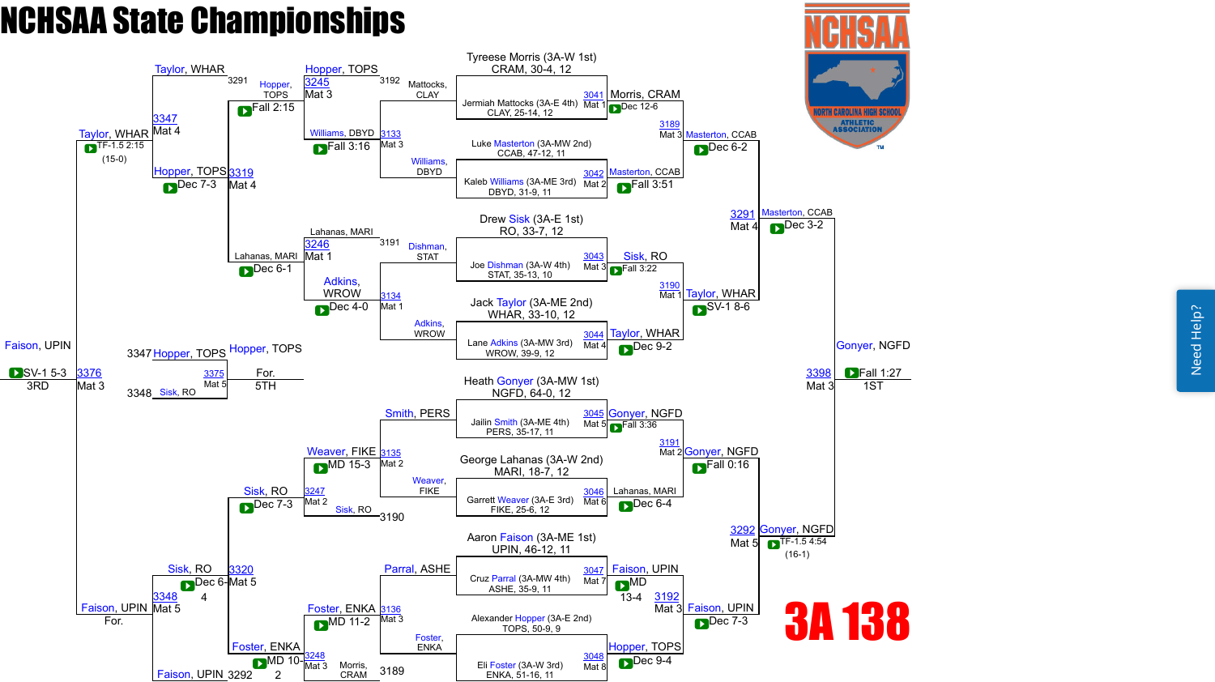# NCHSAA State Championships

**3A 138**

## Championship Bracket

### First Round

| Bout | Mat | Wrestler 1 | Wrestler 2 | Winner | Result |
|---|---|---|---|---|---|
| 3041 | Mat 1 | Tyreese Morris (3A-W 1st) CRAM, 30-4, 12 | Jermiah Mattocks (3A-E 4th) CLAY, 25-14, 12 | Morris, CRAM | Dec 12-6 |
| 3042 | Mat 2 | Luke Masterton (3A-MW 2nd) CCAB, 47-12, 11 | Kaleb Williams (3A-ME 3rd) DBYD, 31-9, 11 | Masterton, CCAB | Fall 3:51 |
| 3043 | Mat 3 | Drew Sisk (3A-E 1st) RO, 33-7, 12 | Joe Dishman (3A-W 4th) STAT, 35-13, 10 | Sisk, RO | Fall 3:22 |
| 3044 | Mat 4 | Jack Taylor (3A-ME 2nd) WHAR, 33-10, 12 | Lane Adkins (3A-MW 3rd) WROW, 39-9, 12 | Taylor, WHAR | Dec 9-2 |
| 3045 | Mat 5 | Heath Gonyer (3A-MW 1st) NGFD, 64-0, 12 | Jailin Smith (3A-ME 4th) PERS, 35-17, 11 | Gonyer, NGFD | Fall 3:36 |
| 3046 | Mat 6 | George Lahanas (3A-W 2nd) MARI, 18-7, 12 | Garrett Weaver (3A-E 3rd) FIKE, 25-6, 12 | Lahanas, MARI | Dec 6-4 |
| 3047 | Mat 7 | Aaron Faison (3A-ME 1st) UPIN, 46-12, 11 | Cruz Parral (3A-MW 4th) ASHE, 35-9, 11 | Faison, UPIN | MD 13-4 |
| 3048 | Mat 8 | Alexander Hopper (3A-E 2nd) TOPS, 50-9, 9 | Eli Foster (3A-W 3rd) ENKA, 51-16, 11 | Hopper, TOPS | Dec 9-4 |

### Quarterfinals

| Bout | Mat | Wrestler 1 | Wrestler 2 | Winner | Result |
|---|---|---|---|---|---|
| 3189 | Mat 3 | Morris, CRAM | Masterton, CCAB | Masterton, CCAB | Dec 6-2 |
| 3190 | Mat 1 | Sisk, RO | Taylor, WHAR | Taylor, WHAR | SV-1 8-6 |
| 3191 | Mat 2 | Gonyer, NGFD | Lahanas, MARI | Gonyer, NGFD | Fall 0:16 |
| 3192 | Mat 3 | Faison, UPIN | Hopper, TOPS | Faison, UPIN | Dec 7-3 |

### Semifinals

| Bout | Mat | Wrestler 1 | Wrestler 2 | Winner | Result |
|---|---|---|---|---|---|
| 3291 | Mat 4 | Masterton, CCAB | Taylor, WHAR | Masterton, CCAB | Dec 3-2 |
| 3292 | Mat 5 | Gonyer, NGFD | Faison, UPIN | Gonyer, NGFD | TF-1.5 4:54 (16-1) |

### Final

| Bout | Mat | Wrestler 1 | Wrestler 2 | Winner | Result |
|---|---|---|---|---|---|
| 3398 | Mat 3 | Masterton, CCAB | Gonyer, NGFD | Gonyer, NGFD (1ST) | Fall 1:27 |

## Consolation Bracket

### Consolation Round 1

| Bout | Mat | Wrestler 1 | Wrestler 2 | Winner | Result |
|---|---|---|---|---|---|
| 3133 | Mat 3 | Mattocks, CLAY | Williams, DBYD | Williams, DBYD | Fall 3:16 |
| 3134 | Mat 1 | Dishman, STAT | Adkins, WROW | Adkins, WROW | Dec 4-0 |
| 3135 | Mat 2 | Smith, PERS | Weaver, FIKE | Weaver, FIKE | MD 15-3 |
| 3136 | Mat 3 | Parral, ASHE | Foster, ENKA | Foster, ENKA | MD 11-2 |

### Consolation Round 2

| Bout | Mat | Wrestler 1 | Wrestler 2 | Winner | Result |
|---|---|---|---|---|---|
| 3245 | Mat 3 | Hopper, TOPS (3192) | Williams, DBYD | Hopper, TOPS | Fall 2:15 |
| 3246 | Mat 1 | Lahanas, MARI (3191) | Adkins, WROW | Lahanas, MARI | Dec 6-1 |
| 3247 | Mat 2 | Weaver, FIKE | Sisk, RO (3190) | Sisk, RO | Dec 7-3 |
| 3248 | Mat 3 | Foster, ENKA | Morris, CRAM (3189) | Foster, ENKA | MD 10-2 |

### Consolation Quarterfinals

| Bout | Mat | Wrestler 1 | Wrestler 2 | Winner | Result |
|---|---|---|---|---|---|
| 3319 | Mat 4 | Hopper, TOPS | Lahanas, MARI | Hopper, TOPS | Dec 7-3 |
| 3320 | Mat 5 | Sisk, RO | Foster, ENKA | Sisk, RO | Dec 6-4 |

### Consolation Semifinals

| Bout | Mat | Wrestler 1 | Wrestler 2 | Winner | Result |
|---|---|---|---|---|---|
| 3347 | Mat 4 | Taylor, WHAR (3291) | Hopper, TOPS | Taylor, WHAR | TF-1.5 2:15 (15-0) |
| 3348 | Mat 5 | Sisk, RO | Faison, UPIN (3292) | Faison, UPIN | For. |

### Placement Matches

| Bout | Mat | Place | Wrestler 1 | Wrestler 2 | Winner | Result |
|---|---|---|---|---|---|---|
| 3376 | Mat 3 | 3RD | Taylor, WHAR | Faison, UPIN | Faison, UPIN | SV-1 5-3 |
| 3375 | Mat 5 | 5TH | Hopper, TOPS (3347) | Sisk, RO (3348) | Hopper, TOPS | For. |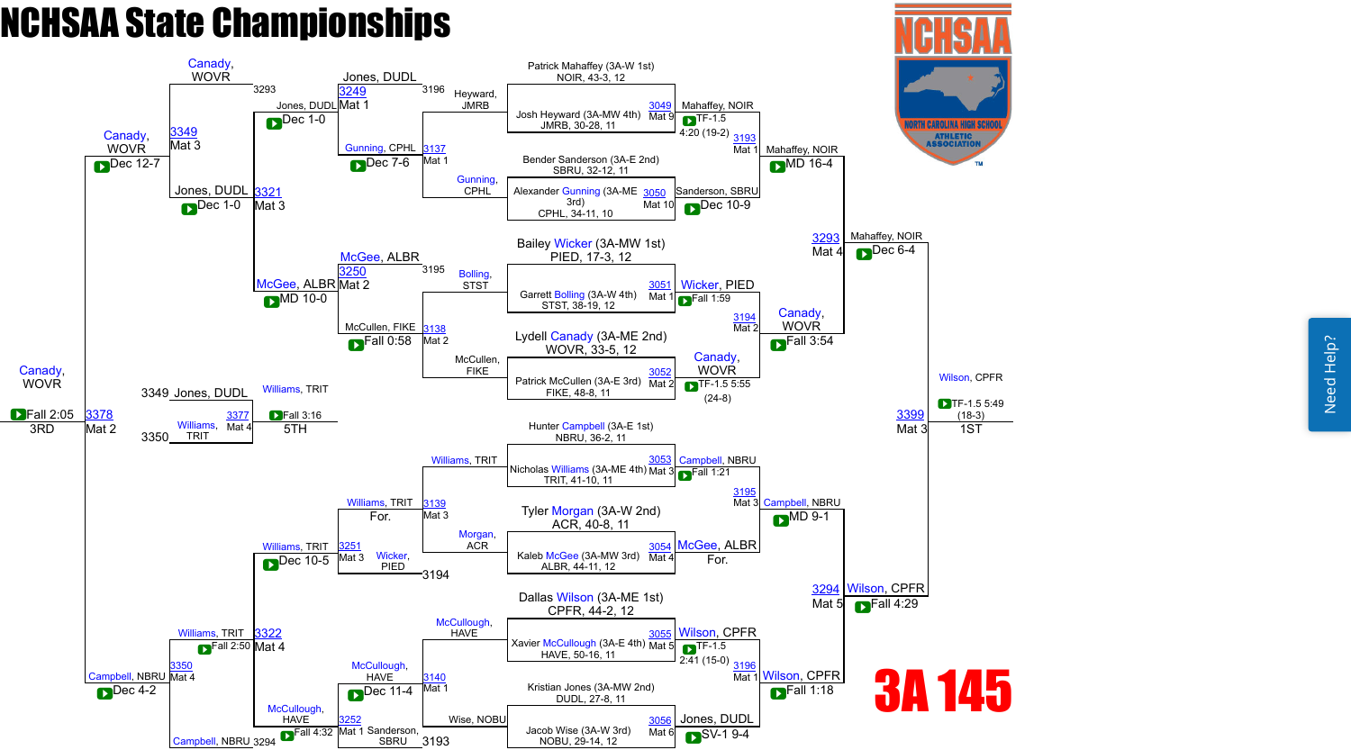# NCHSAA State Championships

## 3A 145

### Championship Bracket – First Round

| Bout | Mat | Wrestler | Wrestler | Winner | Result |
|---|---|---|---|---|---|
| 3049 | Mat 9 | Patrick Mahaffey (3A-W 1st) NOIR, 43-3, 12 | Josh Heyward (3A-MW 4th) JMRB, 30-28, 11 | Mahaffey, NOIR | TF-1.5 4:20 (19-2) |
| 3050 | Mat 10 | Bender Sanderson (3A-E 2nd) SBRU, 32-12, 11 | Alexander Gunning (3A-ME 3rd) CPHL, 34-11, 10 | Sanderson, SBRU | Dec 10-9 |
| 3051 | Mat 1 | Bailey Wicker (3A-MW 1st) PIED, 17-3, 12 | Garrett Bolling (3A-W 4th) STST, 38-19, 12 | Wicker, PIED | Fall 1:59 |
| 3052 | Mat 2 | Lydell Canady (3A-ME 2nd) WOVR, 33-5, 12 | Patrick McCullen (3A-E 3rd) FIKE, 48-8, 11 | Canady, WOVR | TF-1.5 5:55 (24-8) |
| 3053 | Mat 3 | Hunter Campbell (3A-E 1st) NBRU, 36-2, 11 | Nicholas Williams (3A-ME 4th) TRIT, 41-10, 11 | Campbell, NBRU | Fall 1:21 |
| 3054 | Mat 4 | Tyler Morgan (3A-W 2nd) ACR, 40-8, 11 | Kaleb McGee (3A-MW 3rd) ALBR, 44-11, 12 | McGee, ALBR | For. |
| 3055 | Mat 5 | Dallas Wilson (3A-ME 1st) CPFR, 44-2, 12 | Xavier McCullough (3A-E 4th) HAVE, 50-16, 11 | Wilson, CPFR | TF-1.5 2:41 (15-0) |
| 3056 | Mat 6 | Kristian Jones (3A-MW 2nd) DUDL, 27-8, 11 | Jacob Wise (3A-W 3rd) NOBU, 29-14, 12 | Jones, DUDL | SV-1 9-4 |

### Championship Bracket – Quarterfinals

| Bout | Mat | Winner | Result |
|---|---|---|---|
| 3193 | Mat 1 | Mahaffey, NOIR | MD 16-4 |
| 3194 | Mat 2 | Canady, WOVR | Fall 3:54 |
| 3195 | Mat 3 | Campbell, NBRU | MD 9-1 |
| 3196 | Mat 1 | Wilson, CPFR | Fall 1:18 |

### Championship Bracket – Semifinals

| Bout | Mat | Winner | Result |
|---|---|---|---|
| 3293 | Mat 4 | Mahaffey, NOIR | Dec 6-4 |
| 3294 | Mat 5 | Wilson, CPFR | Fall 4:29 |

### Championship Final

| Bout | Mat | Winner | Result | Place |
|---|---|---|---|---|
| 3399 | Mat 3 | Wilson, CPFR | TF-1.5 5:49 (18-3) | 1ST |

### Consolation Bracket – First Round

| Bout | Mat | Wrestler | Wrestler | Winner | Result |
|---|---|---|---|---|---|
| 3137 | Mat 1 | Heyward, JMRB | Gunning, CPHL | Gunning, CPHL | Dec 7-6 |
| 3138 | Mat 2 | Bolling, STST | McCullen, FIKE | McCullen, FIKE | Fall 0:58 |
| 3139 | Mat 3 | Williams, TRIT | Morgan, ACR | Williams, TRIT | For. |
| 3140 | Mat 1 | McCullough, HAVE | Wise, NOBU | McCullough, HAVE | Dec 11-4 |

### Consolation Bracket – Second Round

| Bout | Mat | Wrestler | Wrestler | Winner | Result |
|---|---|---|---|---|---|
| 3249 | Mat 1 | Jones, DUDL | Gunning, CPHL | Jones, DUDL | Dec 1-0 |
| 3250 | Mat 2 | McGee, ALBR | McCullen, FIKE | McGee, ALBR | MD 10-0 |
| 3251 | Mat 3 | Williams, TRIT | Wicker, PIED | Williams, TRIT | Dec 10-5 |
| 3252 | Mat 1 | McCullough, HAVE | Sanderson, SBRU | McCullough, HAVE | Fall 4:32 |

### Consolation Bracket – Quarterfinals

| Bout | Mat | Wrestler | Wrestler | Winner | Result |
|---|---|---|---|---|---|
| 3321 | Mat 3 | Jones, DUDL | McGee, ALBR | Jones, DUDL | Dec 1-0 |
| 3322 | Mat 4 | Williams, TRIT | McCullough, HAVE | Williams, TRIT | Fall 2:50 |

### Consolation Bracket – Semifinals

| Bout | Mat | Wrestler | Wrestler | Winner | Result |
|---|---|---|---|---|---|
| 3349 | Mat 3 | Canady, WOVR | Jones, DUDL | Canady, WOVR | Dec 12-7 |
| 3350 | Mat 4 | Williams, TRIT | Campbell, NBRU | Campbell, NBRU | Dec 4-2 |

### Placement Matches

| Bout | Mat | Wrestler | Wrestler | Winner | Result | Place |
|---|---|---|---|---|---|---|
| 3378 | Mat 2 | Canady, WOVR | Campbell, NBRU | Canady, WOVR | Fall 2:05 | 3RD |
| 3377 | Mat 4 | Jones, DUDL (3349) | Williams, TRIT (3350) | Williams, TRIT | Fall 3:16 | 5TH |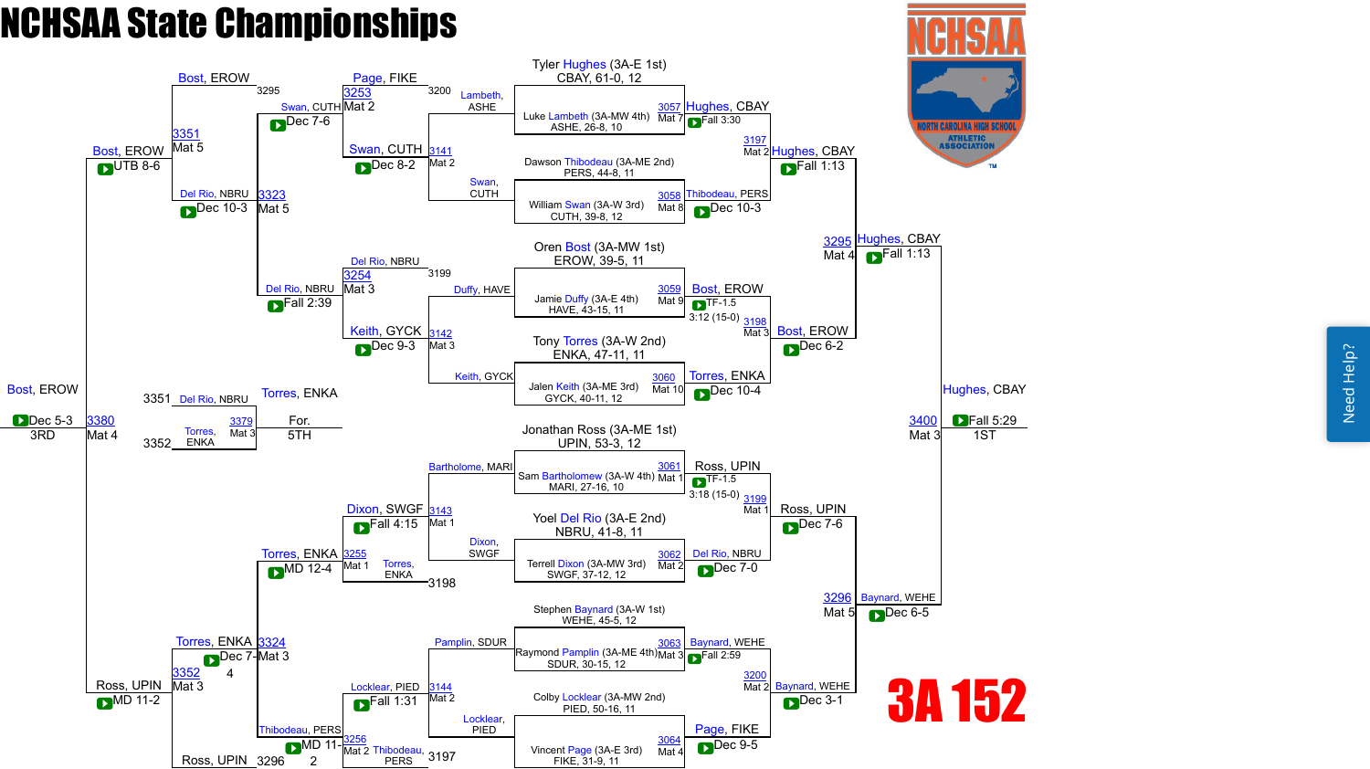# NCHSAA State Championships

## 3A 152

### Championship Bracket – First Round

| Bout | Mat | Wrestler | Wrestler | Winner | Result |
|---|---|---|---|---|---|
| 3057 | Mat 7 | Tyler Hughes (3A-E 1st) CBAY, 61-0, 12 | Luke Lambeth (3A-MW 4th) ASHE, 26-8, 10 | Hughes, CBAY | Fall 3:30 |
| 3058 | Mat 8 | Dawson Thibodeau (3A-ME 2nd) PERS, 44-8, 11 | William Swan (3A-W 3rd) CUTH, 39-8, 12 | Thibodeau, PERS | Dec 10-3 |
| 3059 | Mat 9 | Oren Bost (3A-MW 1st) EROW, 39-5, 11 | Jamie Duffy (3A-E 4th) HAVE, 43-15, 11 | Bost, EROW | TF-1.5 3:12 (15-0) |
| 3060 | Mat 10 | Tony Torres (3A-W 2nd) ENKA, 47-11, 11 | Jalen Keith (3A-ME 3rd) GYCK, 40-11, 12 | Torres, ENKA | Dec 10-4 |
| 3061 | Mat 1 | Jonathan Ross (3A-ME 1st) UPIN, 53-3, 12 | Sam Bartholomew (3A-W 4th) MARI, 27-16, 10 | Ross, UPIN | TF-1.5 3:18 (15-0) |
| 3062 | Mat 2 | Yoel Del Rio (3A-E 2nd) NBRU, 41-8, 11 | Terrell Dixon (3A-MW 3rd) SWGF, 37-12, 12 | Del Rio, NBRU | Dec 7-0 |
| 3063 | Mat 3 | Stephen Baynard (3A-W 1st) WEHE, 45-5, 12 | Raymond Pamplin (3A-ME 4th) SDUR, 30-15, 12 | Baynard, WEHE | Fall 2:59 |
| 3064 | Mat 4 | Colby Locklear (3A-MW 2nd) PIED, 50-16, 11 | Vincent Page (3A-E 3rd) FIKE, 31-9, 11 | Page, FIKE | Dec 9-5 |

### Championship Quarterfinals

| Bout | Mat | Winner | Result |
|---|---|---|---|
| 3197 | Mat 2 | Hughes, CBAY | Fall 1:13 |
| 3198 | Mat 3 | Bost, EROW | Dec 6-2 |
| 3199 | Mat 1 | Ross, UPIN | Dec 7-6 |
| 3200 | Mat 2 | Baynard, WEHE | Dec 3-1 |

### Championship Semifinals

| Bout | Mat | Winner | Result |
|---|---|---|---|
| 3295 | Mat 4 | Hughes, CBAY | Fall 1:13 |
| 3296 | Mat 5 | Baynard, WEHE | Dec 6-5 |

### Championship Final

| Bout | Mat | Winner | Result |
|---|---|---|---|
| 3400 | Mat 3 | Hughes, CBAY | Fall 5:29 |

1ST: Hughes, CBAY

### Consolation Bracket

| Bout | Mat | Wrestlers | Winner | Result |
|---|---|---|---|---|
| 3141 | Mat 2 | Lambeth, ASHE vs. Swan, CUTH | Swan, CUTH | Dec 8-2 |
| 3142 | Mat 3 | Duffy, HAVE vs. Keith, GYCK | Keith, GYCK | Dec 9-3 |
| 3143 | Mat 1 | Bartholome, MARI vs. Dixon, SWGF | Dixon, SWGF | Fall 4:15 |
| 3144 | Mat 2 | Pamplin, SDUR vs. Locklear, PIED | Locklear, PIED | Fall 1:31 |
| 3253 | Mat 2 | Page, FIKE vs. Swan, CUTH | Swan, CUTH | Dec 7-6 |
| 3254 | Mat 3 | Del Rio, NBRU vs. Keith, GYCK | Del Rio, NBRU | Fall 2:39 |
| 3255 | Mat 1 | Dixon, SWGF vs. Torres, ENKA | Torres, ENKA | MD 12-4 |
| 3256 | Mat 2 | Locklear, PIED vs. Thibodeau, PERS | Thibodeau, PERS | MD 11-2 |
| 3323 | Mat 5 | Swan, CUTH vs. Del Rio, NBRU | Del Rio, NBRU | Dec 10-3 |
| 3324 | Mat 3 | Torres, ENKA vs. Thibodeau, PERS | Torres, ENKA | Dec 7-4 |
| 3351 | Mat 5 | Bost, EROW (L 3295) vs. Del Rio, NBRU | Bost, EROW | UTB 8-6 |
| 3352 | Mat 3 | Torres, ENKA vs. Ross, UPIN (L 3296) | Ross, UPIN | MD 11-2 |
| 3380 | Mat 4 | Bost, EROW vs. Ross, UPIN | Bost, EROW | Dec 5-3 |

3RD: Bost, EROW

### 5th Place

| Bout | Mat | Wrestlers | Winner | Result |
|---|---|---|---|---|
| 3379 | Mat 3 | Del Rio, NBRU (L 3351) vs. Torres, ENKA (L 3352) | Torres, ENKA | For. |

5TH: Torres, ENKA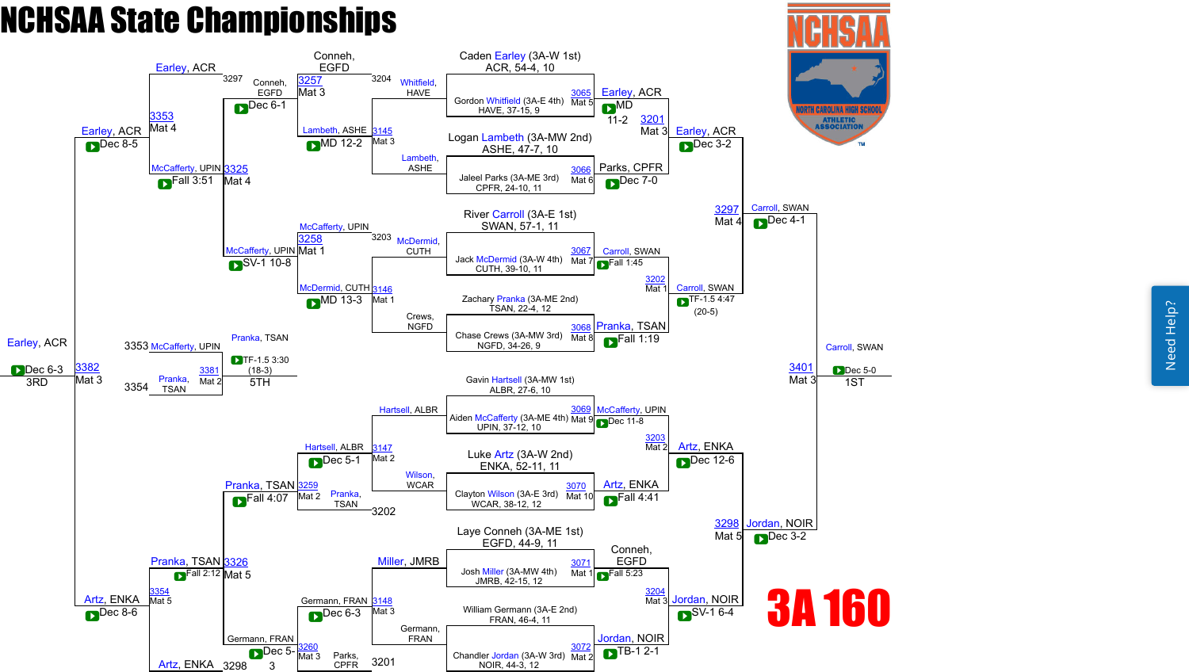# NCHSAA State Championships

## 3A 160

### Championship Bracket – First Round

| Bout | Mat | Wrestler | Wrestler |
| --- | --- | --- | --- |
| 3065 | Mat 5 | Caden Earley (3A-W 1st) ACR, 54-4, 10 | Gordon Whitfield (3A-E 4th) HAVE, 37-15, 9 |
| 3066 | Mat 6 | Logan Lambeth (3A-MW 2nd) ASHE, 47-7, 10 | Jaleel Parks (3A-ME 3rd) CPFR, 24-10, 11 |
| 3067 | Mat 7 | River Carroll (3A-E 1st) SWAN, 57-1, 11 | Jack McDermid (3A-W 4th) CUTH, 39-10, 11 |
| 3068 | Mat 8 | Zachary Pranka (3A-ME 2nd) TSAN, 22-4, 12 | Chase Crews (3A-MW 3rd) NGFD, 34-26, 9 |
| 3069 | Mat 9 | Gavin Hartsell (3A-MW 1st) ALBR, 27-6, 10 | Aiden McCafferty (3A-ME 4th) UPIN, 37-12, 10 |
| 3070 | Mat 10 | Luke Artz (3A-W 2nd) ENKA, 52-11, 11 | Clayton Wilson (3A-E 3rd) WCAR, 38-12, 12 |
| 3071 | Mat 1 | Laye Conneh (3A-ME 1st) EGFD, 44-9, 11 | Josh Miller (3A-MW 4th) JMRB, 42-15, 12 |
| 3072 | Mat 2 | William Germann (3A-E 2nd) FRAN, 46-4, 11 | Chandler Jordan (3A-W 3rd) NOIR, 44-3, 12 |

### Championship Bracket Results

- 3065: Earley, ACR — MD 11-2
- 3066: Parks, CPFR — Dec 7-0
- 3067: Carroll, SWAN — Fall 1:45
- 3068: Pranka, TSAN — Fall 1:19
- 3069: McCafferty, UPIN — Dec 11-8
- 3070: Artz, ENKA — Fall 4:41
- 3071: Conneh, EGFD — Fall 5:23
- 3072: Jordan, NOIR — TB-1 2-1
- 3201 (Mat 3): Earley, ACR — Dec 3-2
- 3202 (Mat 1): Carroll, SWAN — TF-1.5 4:47 (20-5)
- 3203 (Mat 2): Artz, ENKA — Dec 12-6
- 3204 (Mat 3): Jordan, NOIR — SV-1 6-4
- 3297 (Mat 4): Carroll, SWAN — Dec 4-1
- 3298 (Mat 5): Jordan, NOIR — Dec 3-2
- 3401 (Mat 3): Carroll, SWAN — Dec 5-0 — **1ST**

### Consolation Bracket

- 3145 (Mat 3): Lambeth, ASHE vs Whitfield, HAVE — Lambeth, ASHE MD 12-2
- 3146 (Mat 1): McDermid, CUTH vs Crews, NGFD — McDermid, CUTH MD 13-3
- 3147 (Mat 2): Hartsell, ALBR vs Wilson, WCAR — Hartsell, ALBR Dec 5-1
- 3148 (Mat 3): Miller, JMRB vs Germann, FRAN — Germann, FRAN Dec 6-3
- 3257 (Mat 3): Conneh, EGFD vs Lambeth, ASHE (3204) — Conneh, EGFD Dec 6-1
- 3258 (Mat 1): McCafferty, UPIN vs McDermid, CUTH (3203) — McCafferty, UPIN SV-1 10-8
- 3259 (Mat 2): Hartsell, ALBR vs Pranka, TSAN (3202) — Pranka, TSAN Fall 4:07
- 3260 (Mat 3): Germann, FRAN vs Parks, CPFR (3201) — Germann, FRAN Dec 5-3
- 3325 (Mat 4): Conneh, EGFD vs McCafferty, UPIN — McCafferty, UPIN Fall 3:51
- 3326 (Mat 5): Pranka, TSAN vs Germann, FRAN — Pranka, TSAN Fall 2:12
- 3353 (Mat 4): Earley, ACR (3297) vs McCafferty, UPIN — Earley, ACR Dec 8-5
- 3354 (Mat 5): Pranka, TSAN vs Artz, ENKA (3298) — Artz, ENKA Dec 8-6
- 3381 (Mat 2): McCafferty, UPIN (3353) vs Pranka, TSAN (3354) — Pranka, TSAN TF-1.5 3:30 (18-3) — **5TH**
- 3382 (Mat 3): Earley, ACR vs Artz, ENKA — Earley, ACR Dec 6-3 — **3RD**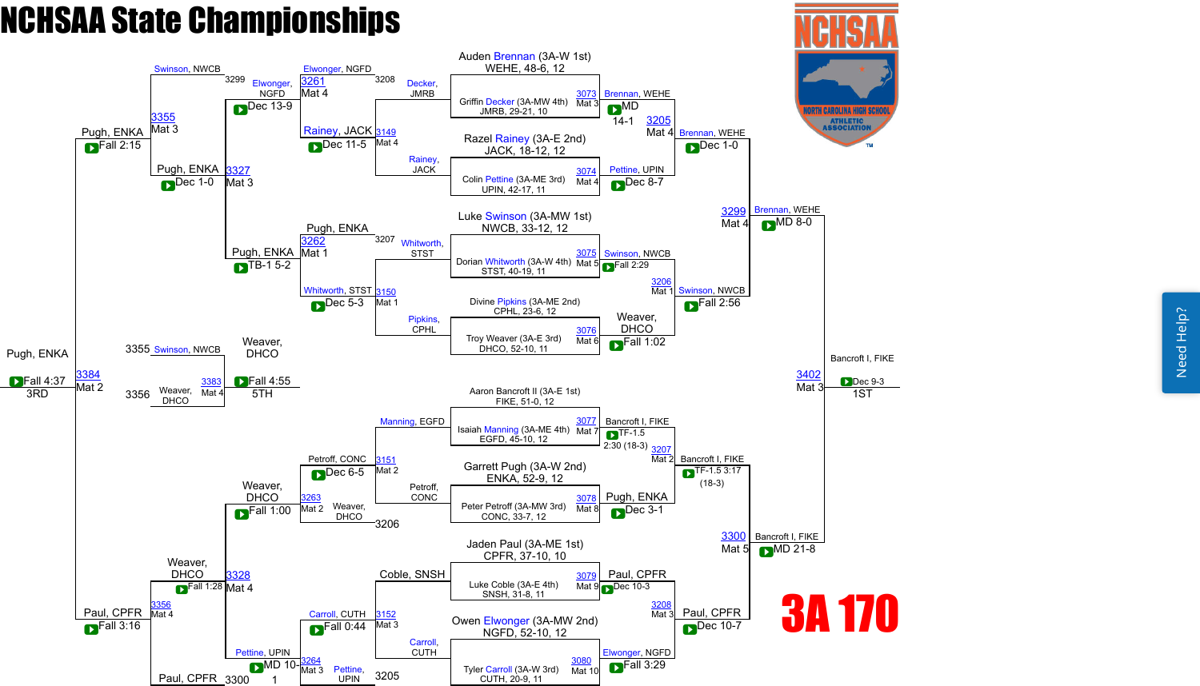# NCHSAA State Championships

## 3A 170

### Championship Bracket

**First Round**

| Bout | Mat | Wrestler | Result | Winner |
|---|---|---|---|---|
| 3073 | Mat 3 | Auden Brennan (3A-W 1st), WEHE, 48-6, 12 vs. Griffin Decker (3A-MW 4th), JMRB, 29-21, 10 | MD 14-1 | Brennan, WEHE |
| 3074 | Mat 4 | Razel Rainey (3A-E 2nd), JACK, 18-12, 12 vs. Colin Pettine (3A-ME 3rd), UPIN, 42-17, 11 | Dec 8-7 | Pettine, UPIN |
| 3075 | Mat 5 | Luke Swinson (3A-MW 1st), NWCB, 33-12, 12 vs. Dorian Whitworth (3A-W 4th), STST, 40-19, 11 | Fall 2:29 | Swinson, NWCB |
| 3076 | Mat 6 | Divine Pipkins (3A-ME 2nd), CPHL, 23-6, 12 vs. Troy Weaver (3A-E 3rd), DHCO, 52-10, 11 | Fall 1:02 | Weaver, DHCO |
| 3077 | Mat 7 | Aaron Bancroft II (3A-E 1st), FIKE, 51-0, 12 vs. Isaiah Manning (3A-ME 4th), EGFD, 45-10, 12 | TF-1.5 2:30 (18-3) | Bancroft I, FIKE |
| 3078 | Mat 8 | Garrett Pugh (3A-W 2nd), ENKA, 52-9, 12 vs. Peter Petroff (3A-MW 3rd), CONC, 33-7, 12 | Dec 3-1 | Pugh, ENKA |
| 3079 | Mat 9 | Jaden Paul (3A-ME 1st), CPFR, 37-10, 10 vs. Luke Coble (3A-E 4th), SNSH, 31-8, 11 | Dec 10-3 | Paul, CPFR |
| 3080 | Mat 10 | Owen Elwonger (3A-MW 2nd), NGFD, 52-10, 12 vs. Tyler Carroll (3A-W 3rd), CUTH, 20-9, 11 | Fall 3:29 | Elwonger, NGFD |

**Quarterfinals**

| Bout | Mat | Wrestlers | Result | Winner |
|---|---|---|---|---|
| 3205 | Mat 4 | Brennan, WEHE vs. Pettine, UPIN | Dec 1-0 | Brennan, WEHE |
| 3206 | Mat 1 | Swinson, NWCB vs. Weaver, DHCO | Fall 2:56 | Swinson, NWCB |
| 3207 | Mat 2 | Bancroft I, FIKE vs. Pugh, ENKA | TF-1.5 3:17 (18-3) | Bancroft I, FIKE |
| 3208 | Mat 3 | Paul, CPFR vs. Elwonger, NGFD | Dec 10-7 | Paul, CPFR |

**Semifinals**

| Bout | Mat | Wrestlers | Result | Winner |
|---|---|---|---|---|
| 3299 | Mat 4 | Brennan, WEHE vs. Swinson, NWCB | MD 8-0 | Brennan, WEHE |
| 3300 | Mat 5 | Bancroft I, FIKE vs. Paul, CPFR | MD 21-8 | Bancroft I, FIKE |

**Final (1st)**

| Bout | Mat | Wrestlers | Result | Winner |
|---|---|---|---|---|
| 3402 | Mat 3 | Brennan, WEHE vs. Bancroft I, FIKE | Dec 9-3 | Bancroft I, FIKE (1ST) |

### Consolation Bracket

**Consolation Round 1**

| Bout | Mat | Wrestlers | Result | Winner |
|---|---|---|---|---|
| 3149 | Mat 4 | Decker, JMRB vs. Rainey, JACK | Dec 11-5 | Rainey, JACK |
| 3150 | Mat 1 | Whitworth, STST vs. Pipkins, CPHL | Dec 5-3 | Whitworth, STST |
| 3151 | Mat 2 | Manning, EGFD vs. Petroff, CONC | Dec 6-5 | Petroff, CONC |
| 3152 | Mat 3 | Coble, SNSH vs. Carroll, CUTH | Fall 0:44 | Carroll, CUTH |

**Consolation Round 2**

| Bout | Mat | Wrestlers | Result | Winner |
|---|---|---|---|---|
| 3261 | Mat 4 | Elwonger, NGFD (3208) vs. Rainey, JACK | Dec 13-9 | Elwonger, NGFD |
| 3262 | Mat 1 | Pugh, ENKA (3207) vs. Whitworth, STST | TB-1 5-2 | Pugh, ENKA |
| 3263 | Mat 2 | Petroff, CONC vs. Weaver, DHCO (3206) | Fall 1:00 | Weaver, DHCO |
| 3264 | Mat 3 | Carroll, CUTH vs. Pettine, UPIN (3205) | MD 10-1 | Pettine, UPIN |

**Consolation Quarterfinals**

| Bout | Mat | Wrestlers | Result | Winner |
|---|---|---|---|---|
| 3327 | Mat 3 | Elwonger, NGFD vs. Pugh, ENKA | Dec 1-0 | Pugh, ENKA |
| 3328 | Mat 4 | Weaver, DHCO vs. Pettine, UPIN | Fall 1:28 | Weaver, DHCO |

**Consolation Semifinals**

| Bout | Mat | Wrestlers | Result | Winner |
|---|---|---|---|---|
| 3355 | Mat 3 | Swinson, NWCB (3299) vs. Pugh, ENKA | Fall 2:15 | Pugh, ENKA |
| 3356 | Mat 4 | Weaver, DHCO vs. Paul, CPFR (3300) | Fall 3:16 | Paul, CPFR |

**3rd Place**

| Bout | Mat | Wrestlers | Result | Winner |
|---|---|---|---|---|
| 3384 | Mat 2 | Pugh, ENKA vs. Paul, CPFR | Fall 4:37 | Pugh, ENKA (3RD) |

**5th Place**

| Bout | Mat | Wrestlers | Result | Winner |
|---|---|---|---|---|
| 3383 | Mat 4 | Swinson, NWCB (3355) vs. Weaver, DHCO (3356) | Fall 4:55 | Weaver, DHCO (5TH) |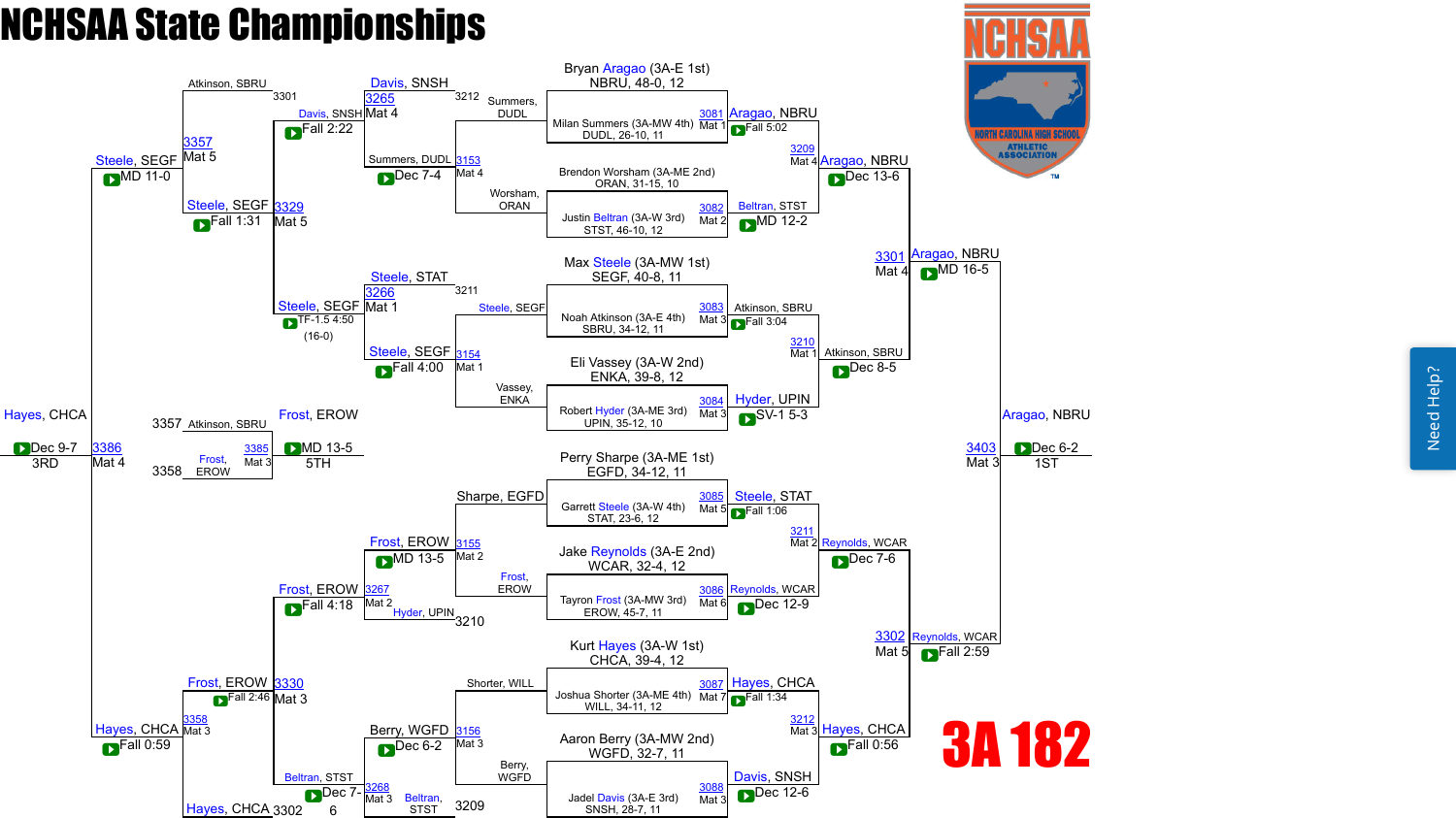# NCHSAA State Championships

## 3A 182

### Championship Bracket – First Round

| Bout | Mat | Wrestler 1 | Wrestler 2 | Winner | Result |
|---|---|---|---|---|---|
| 3081 | Mat 1 | Bryan Aragao (3A-E 1st) NBRU, 48-0, 12 | Milan Summers (3A-MW 4th) DUDL, 26-10, 11 | Aragao, NBRU | Fall 5:02 |
| 3082 | Mat 2 | Brendon Worsham (3A-ME 2nd) ORAN, 31-15, 10 | Justin Beltran (3A-W 3rd) STST, 46-10, 12 | Beltran, STST | MD 12-2 |
| 3083 | Mat 3 | Max Steele (3A-MW 1st) SEGF, 40-8, 11 | Noah Atkinson (3A-E 4th) SBRU, 34-12, 11 | Atkinson, SBRU | Fall 3:04 |
| 3084 | Mat 3 | Eli Vassey (3A-W 2nd) ENKA, 39-8, 12 | Robert Hyder (3A-ME 3rd) UPIN, 35-12, 10 | Hyder, UPIN | SV-1 5-3 |
| 3085 | Mat 5 | Perry Sharpe (3A-ME 1st) EGFD, 34-12, 11 | Garrett Steele (3A-W 4th) STAT, 23-6, 12 | Steele, STAT | Fall 1:06 |
| 3086 | Mat 6 | Jake Reynolds (3A-E 2nd) WCAR, 32-4, 12 | Tayron Frost (3A-MW 3rd) EROW, 45-7, 11 | Reynolds, WCAR | Dec 12-9 |
| 3087 | Mat 7 | Kurt Hayes (3A-W 1st) CHCA, 39-4, 12 | Joshua Shorter (3A-ME 4th) WILL, 34-11, 12 | Hayes, CHCA | Fall 1:34 |
| 3088 | Mat 3 | Aaron Berry (3A-MW 2nd) WGFD, 32-7, 11 | Jadel Davis (3A-E 3rd) SNSH, 28-7, 11 | Davis, SNSH | Dec 12-6 |

### Championship Bracket – Quarterfinals

| Bout | Mat | Winner | Result |
|---|---|---|---|
| 3209 | Mat 4 | Aragao, NBRU | Dec 13-6 |
| 3210 | Mat 1 | Atkinson, SBRU | Dec 8-5 |
| 3211 | Mat 2 | Reynolds, WCAR | Dec 7-6 |
| 3212 | Mat 3 | Hayes, CHCA | Fall 0:56 |

### Championship Bracket – Semifinals

| Bout | Mat | Winner | Result |
|---|---|---|---|
| 3301 | Mat 4 | Aragao, NBRU | MD 16-5 |
| 3302 | Mat 5 | Reynolds, WCAR | Fall 2:59 |

### Championship Final

| Bout | Mat | Winner | Result | Place |
|---|---|---|---|---|
| 3403 | Mat 3 | Aragao, NBRU | Dec 6-2 | 1ST |

### Consolation Bracket – First Round

| Bout | Mat | Wrestlers | Winner | Result |
|---|---|---|---|---|
| 3153 | Mat 4 | Summers, DUDL vs. Worsham, ORAN | Summers, DUDL | Dec 7-4 |
| 3154 | Mat 1 | Steele, SEGF vs. Vassey, ENKA | Steele, SEGF | Fall 4:00 |
| 3155 | Mat 2 | Sharpe, EGFD vs. Frost, EROW | Frost, EROW | MD 13-5 |
| 3156 | Mat 3 | Shorter, WILL vs. Berry, WGFD | Berry, WGFD | Dec 6-2 |

### Consolation Bracket – Second Round

| Bout | Mat | Wrestlers | Winner | Result |
|---|---|---|---|---|
| 3265 | Mat 4 | Davis, SNSH (3212) vs. Summers, DUDL | Davis, SNSH | Fall 2:22 |
| 3266 | Mat 1 | Steele, STAT (3211) vs. Steele, SEGF | Steele, SEGF | TF-1.5 4:50 (16-0) |
| 3267 | Mat 2 | Frost, EROW vs. Hyder, UPIN (3210) | Frost, EROW | Fall 4:18 |
| 3268 | Mat 3 | Berry, WGFD vs. Beltran, STST (3209) | Beltran, STST | Dec 7-6 |

### Consolation Bracket – Quarterfinals

| Bout | Mat | Wrestlers | Winner | Result |
|---|---|---|---|---|
| 3329 | Mat 5 | Atkinson, SBRU (3301) vs. Davis, SNSH / Steele, SEGF | Steele, SEGF | Fall 1:31 |
| 3330 | Mat 3 | Frost, EROW vs. Beltran, STST / Hayes, CHCA (3302) | Frost, EROW | Fall 2:46 |

### Consolation Semifinals

| Bout | Mat | Wrestlers | Winner | Result |
|---|---|---|---|---|
| 3357 | Mat 5 | Atkinson, SBRU vs. Steele, SEGF | Steele, SEGF | MD 11-0 |
| 3358 | Mat 3 | Frost, EROW vs. Hayes, CHCA | Hayes, CHCA | Fall 0:59 |

### 3rd Place

| Bout | Mat | Wrestlers | Winner | Result | Place |
|---|---|---|---|---|---|
| 3386 | Mat 4 | Steele, SEGF vs. Hayes, CHCA | Hayes, CHCA | Dec 9-7 | 3RD |

### 5th Place

| Bout | Mat | Wrestlers | Winner | Result | Place |
|---|---|---|---|---|---|
| 3385 | Mat 3 | Atkinson, SBRU (3357) vs. Frost, EROW (3358) | Frost, EROW | MD 13-5 | 5TH |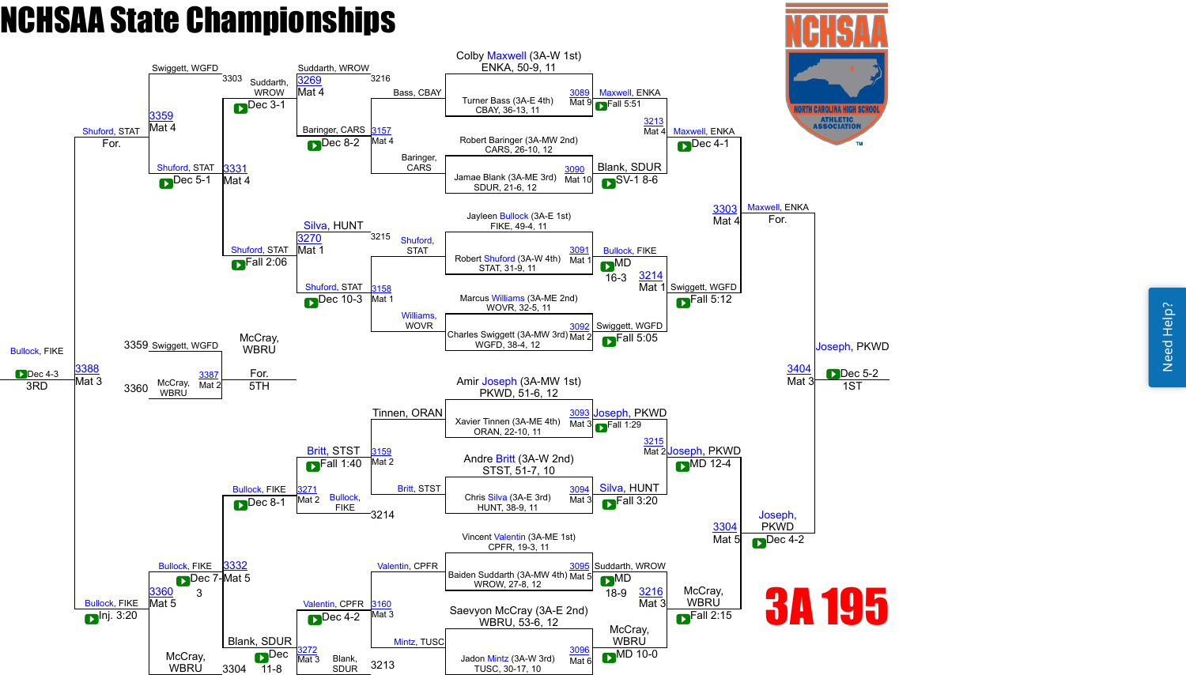# NCHSAA State Championships

## 3A 195

### Championship Bracket

**First Round**

| Bout | Mat | Wrestler 1 | Wrestler 2 | Winner | Result |
|---|---|---|---|---|---|
| 3089 | Mat 9 | Colby Maxwell (3A-W 1st) ENKA, 50-9, 11 | Turner Bass (3A-E 4th) CBAY, 36-13, 11 | Maxwell, ENKA | Fall 5:51 |
| 3090 | Mat 10 | Robert Baringer (3A-MW 2nd) CARS, 26-10, 12 | Jamae Blank (3A-ME 3rd) SDUR, 21-6, 12 | Blank, SDUR | SV-1 8-6 |
| 3091 | Mat 1 | Jayleen Bullock (3A-E 1st) FIKE, 49-4, 11 | Robert Shuford (3A-W 4th) STAT, 31-9, 11 | Bullock, FIKE | MD 16-3 |
| 3092 | Mat 2 | Marcus Williams (3A-ME 2nd) WOVR, 32-5, 11 | Charles Swiggett (3A-MW 3rd) WGFD, 38-4, 12 | Swiggett, WGFD | Fall 5:05 |
| 3093 | Mat 3 | Amir Joseph (3A-MW 1st) PKWD, 51-6, 12 | Xavier Tinnen (3A-ME 4th) ORAN, 22-10, 11 | Joseph, PKWD | Fall 1:29 |
| 3094 | Mat 3 | Andre Britt (3A-W 2nd) STST, 51-7, 10 | Chris Silva (3A-E 3rd) HUNT, 38-9, 11 | Silva, HUNT | Fall 3:20 |
| 3095 | Mat 5 | Vincent Valentin (3A-ME 1st) CPFR, 19-3, 11 | Baiden Suddarth (3A-MW 4th) WROW, 27-8, 12 | Suddarth, WROW | MD 18-9 |
| 3096 | Mat 6 | Saevyon McCray (3A-E 2nd) WBRU, 53-6, 12 | Jadon Mintz (3A-W 3rd) TUSC, 30-17, 10 | McCray, WBRU | MD 10-0 |

**Quarterfinals**

| Bout | Mat | Winner | Result |
|---|---|---|---|
| 3213 | Mat 4 | Maxwell, ENKA | Dec 4-1 |
| 3214 | Mat 1 | Swiggett, WGFD | Fall 5:12 |
| 3215 | Mat 2 | Joseph, PKWD | MD 12-4 |
| 3216 | Mat 3 | McCray, WBRU | Fall 2:15 |

**Semifinals**

| Bout | Mat | Winner | Result |
|---|---|---|---|
| 3303 | Mat 4 | Maxwell, ENKA | For. |
| 3304 | Mat 5 | Joseph, PKWD | Dec 4-2 |

**Final**

| Bout | Mat | Winner | Result | Place |
|---|---|---|---|---|
| 3404 | Mat 3 | Joseph, PKWD | Dec 5-2 | 1ST |

### Consolation Bracket

| Bout | Mat | Wrestlers | Winner | Result |
|---|---|---|---|---|
| 3157 | Mat 4 | Bass, CBAY vs Baringer, CARS | Baringer, CARS | Dec 8-2 |
| 3158 | Mat 1 | Shuford, STAT vs Williams, WOVR | Shuford, STAT | Dec 10-3 |
| 3159 | Mat 2 | Tinnen, ORAN vs Britt, STST | Britt, STST | Fall 1:40 |
| 3160 | Mat 3 | Valentin, CPFR vs Mintz, TUSC | Valentin, CPFR | Dec 4-2 |
| 3269 | Mat 4 | Suddarth, WROW vs Baringer, CARS | Suddarth, WROW | Dec 3-1 |
| 3270 | Mat 1 | Silva, HUNT vs Shuford, STAT | Shuford, STAT | Fall 2:06 |
| 3271 | Mat 2 | Britt, STST vs Bullock, FIKE | Bullock, FIKE | Dec 8-1 |
| 3272 | Mat 3 | Blank, SDUR vs Valentin, CPFR | Blank, SDUR | Dec 11-8 |
| 3331 | Mat 4 | Swiggett, WGFD vs Shuford, STAT | Shuford, STAT | Dec 5-1 |
| 3332 | Mat 5 | Bullock, FIKE vs McCray, WBRU | Bullock, FIKE | Dec 7-3 |
| 3359 | Mat 4 | Swiggett, WGFD vs Shuford, STAT | Shuford, STAT | For. |
| 3360 | Mat 5 | Bullock, FIKE vs McCray, WBRU | Bullock, FIKE | Inj. 3:20 |
| 3388 | Mat 3 | Shuford, STAT vs Bullock, FIKE | Bullock, FIKE (3RD) | Dec 4-3 |
| 3387 | Mat 2 | Swiggett, WGFD vs McCray, WBRU | McCray, WBRU (5TH) | For. |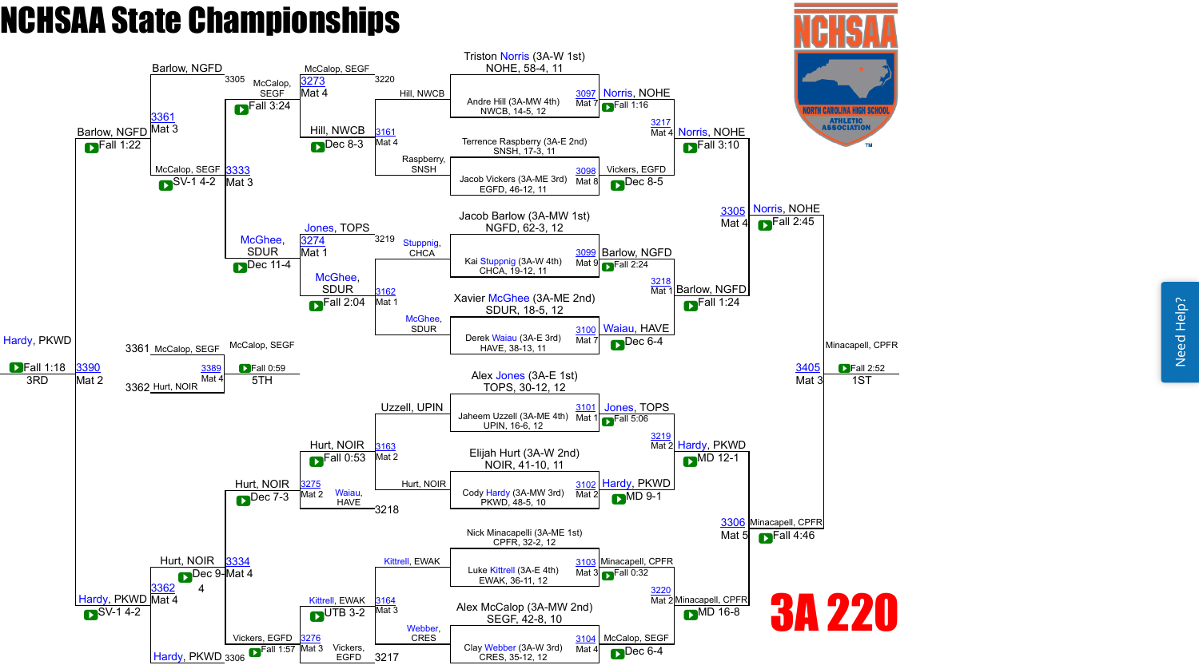# NCHSAA State Championships

## 3A 220

### Championship Bracket

**First Round**

| Bout | Mat | Wrestler 1 | Wrestler 2 | Winner | Result |
|---|---|---|---|---|---|
| 3097 | Mat 7 | Triston Norris (3A-W 1st), NOHE, 58-4, 11 | Andre Hill (3A-MW 4th), NWCB, 14-5, 12 | Norris, NOHE | Fall 1:16 |
| 3098 | Mat 8 | Terrence Raspberry (3A-E 2nd), SNSH, 17-3, 11 | Jacob Vickers (3A-ME 3rd), EGFD, 46-12, 11 | Vickers, EGFD | Dec 8-5 |
| 3099 | Mat 9 | Jacob Barlow (3A-MW 1st), NGFD, 62-3, 12 | Kai Stuppnig (3A-W 4th), CHCA, 19-12, 11 | Barlow, NGFD | Fall 2:24 |
| 3100 | Mat 7 | Xavier McGhee (3A-ME 2nd), SDUR, 18-5, 12 | Derek Waiau (3A-E 3rd), HAVE, 38-13, 11 | Waiau, HAVE | Dec 6-4 |
| 3101 | Mat 1 | Alex Jones (3A-E 1st), TOPS, 30-12, 12 | Jaheem Uzzell (3A-ME 4th), UPIN, 16-6, 12 | Jones, TOPS | Fall 5:06 |
| 3102 | Mat 2 | Elijah Hurt (3A-W 2nd), NOIR, 41-10, 11 | Cody Hardy (3A-MW 3rd), PKWD, 48-5, 10 | Hardy, PKWD | MD 9-1 |
| 3103 | Mat 3 | Nick Minacapelli (3A-ME 1st), CPFR, 32-2, 12 | Luke Kittrell (3A-E 4th), EWAK, 36-11, 12 | Minacapell, CPFR | Fall 0:32 |
| 3104 | Mat 4 | Alex McCalop (3A-MW 2nd), SEGF, 42-8, 10 | Clay Webber (3A-W 3rd), CRES, 35-12, 12 | McCalop, SEGF | Dec 6-4 |

**Quarterfinals**

| Bout | Mat | Winner | Result |
|---|---|---|---|
| 3217 | Mat 4 | Norris, NOHE | Fall 3:10 |
| 3218 | Mat 1 | Barlow, NGFD | Fall 1:24 |
| 3219 | Mat 2 | Hardy, PKWD | MD 12-1 |
| 3220 | Mat 2 | Minacapell, CPFR | MD 16-8 |

**Semifinals**

| Bout | Mat | Winner | Result |
|---|---|---|---|
| 3305 | Mat 4 | Norris, NOHE | Fall 2:45 |
| 3306 | Mat 5 | Minacapell, CPFR | Fall 4:46 |

**Final**

| Bout | Mat | Winner | Result | Place |
|---|---|---|---|---|
| 3405 | Mat 3 | Minacapell, CPFR | Fall 2:52 | 1ST |

### Consolation Bracket

**Consolation First Round**

| Bout | Mat | Wrestlers | Winner | Result |
|---|---|---|---|---|
| 3161 | Mat 4 | Hill, NWCB vs. Raspberry, SNSH | Hill, NWCB | Dec 8-3 |
| 3162 | Mat 1 | Stuppnig, CHCA vs. McGhee, SDUR | McGhee, SDUR | Fall 2:04 |
| 3163 | Mat 2 | Uzzell, UPIN vs. Hurt, NOIR | Hurt, NOIR | Fall 0:53 |
| 3164 | Mat 3 | Kittrell, EWAK vs. Webber, CRES | Kittrell, EWAK | UTB 3-2 |

**Consolation Second Round**

| Bout | Mat | Wrestlers | Winner | Result |
|---|---|---|---|---|
| 3273 | Mat 4 | McCalop, SEGF (L 3220) vs. Hill, NWCB | McCalop, SEGF | Fall 3:24 |
| 3274 | Mat 1 | Jones, TOPS (L 3219) vs. McGhee, SDUR | McGhee, SDUR | Dec 11-4 |
| 3275 | Mat 2 | Hurt, NOIR vs. Waiau, HAVE (L 3218) | Hurt, NOIR | Dec 7-3 |
| 3276 | Mat 3 | Kittrell, EWAK vs. Vickers, EGFD (L 3217) | Vickers, EGFD | Fall 1:57 |

**Consolation Quarterfinals**

| Bout | Mat | Wrestlers | Winner | Result |
|---|---|---|---|---|
| 3333 | Mat 3 | McCalop, SEGF vs. McGhee, SDUR | McCalop, SEGF | SV-1 4-2 |
| 3334 | Mat 4 | Hurt, NOIR vs. Vickers, EGFD | Hurt, NOIR | Dec 9-4 |

**Consolation Semifinals**

| Bout | Mat | Wrestlers | Winner | Result |
|---|---|---|---|---|
| 3361 | Mat 3 | Barlow, NGFD (L 3305) vs. McCalop, SEGF | Barlow, NGFD | Fall 1:22 |
| 3362 | Mat 4 | Hurt, NOIR vs. Hardy, PKWD (L 3306) | Hardy, PKWD | SV-1 4-2 |

**Third Place**

| Bout | Mat | Winner | Result | Place |
|---|---|---|---|---|
| 3390 | Mat 2 | Hardy, PKWD | Fall 1:18 | 3RD |

**Fifth Place**

| Bout | Mat | Wrestlers | Winner | Result | Place |
|---|---|---|---|---|---|
| 3389 | Mat 4 | McCalop, SEGF (L 3361) vs. Hurt, NOIR (L 3362) | McCalop, SEGF | Fall 0:59 | 5TH |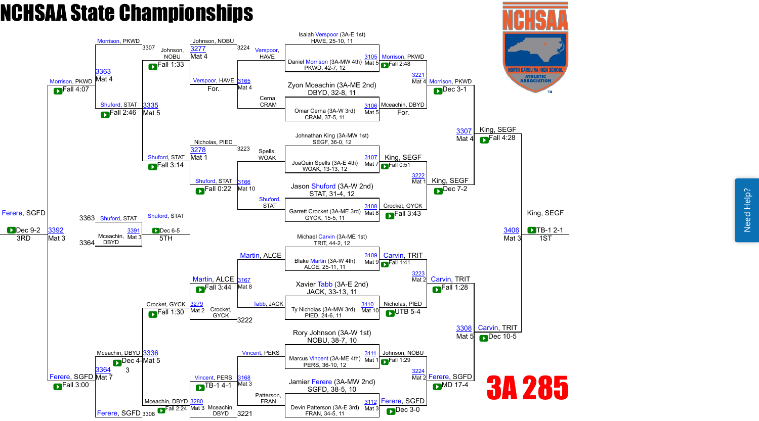# NCHSAA State Championships

## 3A 285

### Championship Bracket (Top Half)

- Isaiah Verspoor (3A-E 1st), HAVE, 25-10, 11 vs. Daniel Morrison (3A-MW 4th), PKWD, 42-7, 12 — 3105 Mat 5 — Morrison, PKWD — Fall 2:48
- Zyon Mceachin (3A-ME 2nd), DBYD, 32-8, 11 vs. Omar Cerna (3A-W 3rd), CRAM, 37-5, 11 — 3106 Mat 5 — Mceachin, DBYD — For.
- 3221 Mat 4 — Morrison, PKWD — Dec 3-1
- Johnathan King (3A-MW 1st), SEGF, 36-0, 12 vs. JoaQuin Spells (3A-E 4th), WOAK, 13-13, 12 — 3107 Mat 7 — King, SEGF — Fall 0:51
- Jason Shuford (3A-W 2nd), STAT, 31-4, 12 vs. Garrett Crocket (3A-ME 3rd), GYCK, 15-5, 11 — 3108 Mat 8 — Crocket, GYCK — Fall 3:43
- 3222 Mat 1 — King, SEGF — Dec 7-2
- 3307 Mat 4 — King, SEGF — Fall 4:28

### Championship Bracket (Bottom Half)

- Michael Carvin (3A-ME 1st), TRIT, 44-2, 12 vs. Blake Martin (3A-W 4th), ALCE, 25-11, 11 — 3109 Mat 9 — Carvin, TRIT — Fall 1:41
- Xavier Tabb (3A-E 2nd), JACK, 33-13, 11 vs. Ty Nicholas (3A-MW 3rd), PIED, 24-6, 11 — 3110 Mat 10 — Nicholas, PIED — UTB 5-4
- 3223 Mat 2 — Carvin, TRIT — Fall 1:28
- Rory Johnson (3A-W 1st), NOBU, 38-7, 10 vs. Marcus Vincent (3A-ME 4th), PERS, 36-10, 12 — 3111 Mat 1 — Johnson, NOBU — Fall 1:29
- Jamier Ferere (3A-MW 2nd), SGFD, 38-5, 10 vs. Devin Patterson (3A-E 3rd), FRAN, 34-5, 11 — 3112 Mat 3 — Ferere, SGFD — Dec 3-0
- 3224 Mat 2 — Ferere, SGFD — MD 17-4
- 3308 Mat 5 — Carvin, TRIT — Dec 10-5

### Final

- 3406 Mat 3 — King, SEGF — TB-1 2-1 — 1ST

### Consolation Bracket (Top)

- 3165 Mat 4: Verspoor, HAVE vs. Cerna, CRAM — Verspoor, HAVE — For.
- 3224: Johnson, NOBU vs. Verspoor, HAVE
- 3277 Mat 4 — Johnson, NOBU
- 3307: Morrison, PKWD
- Johnson, NOBU / 3335 Mat 5: Johnson, NOBU — Fall 1:33 vs. Shuford, STAT — Shuford, STAT — Fall 3:14
- 3166 Mat 10: Shuford, STAT vs. Spells, WOAK... Shuford, STAT — Fall 0:22
- 3223: Nicholas, PIED vs. Spells, WOAK
- 3278 Mat 1 — Nicholas, PIED / Shuford, STAT
- 3363 Mat 4: Morrison, PKWD vs. Shuford, STAT — Morrison, PKWD — Fall 4:07; Shuford, STAT — Fall 2:46

### Consolation Bracket (Bottom)

- 3167 Mat 8: Martin, ALCE vs. Tabb, JACK — Martin, ALCE — Fall 3:44
- 3222: Crocket, GYCK
- 3279 Mat 2: Martin, ALCE vs. Crocket, GYCK — Crocket, GYCK — Fall 1:30
- 3168 Mat 3: Vincent, PERS vs. Patterson, FRAN — Vincent, PERS — TB-1 4-1
- 3221: Mceachin, DBYD
- 3280 Mat 3: Vincent, PERS vs. Mceachin, DBYD — Mceachin, DBYD — Fall 2:24
- 3336 Mat 5: Crocket, GYCK vs. Mceachin, DBYD — Mceachin, DBYD — Dec 4-3
- 3364 Mat 7: Mceachin, DBYD vs. Ferere, SGFD (3308) — Ferere, SGFD — Fall 3:00

### 3rd Place

- 3392 Mat 3: Morrison, PKWD vs. Ferere, SGFD — Ferere, SGFD — Dec 9-2 — 3RD

### 5th Place

- 3391 Mat 3: Shuford, STAT (3363) vs. Mceachin, DBYD (3364) — Shuford, STAT — Dec 6-5 — 5TH